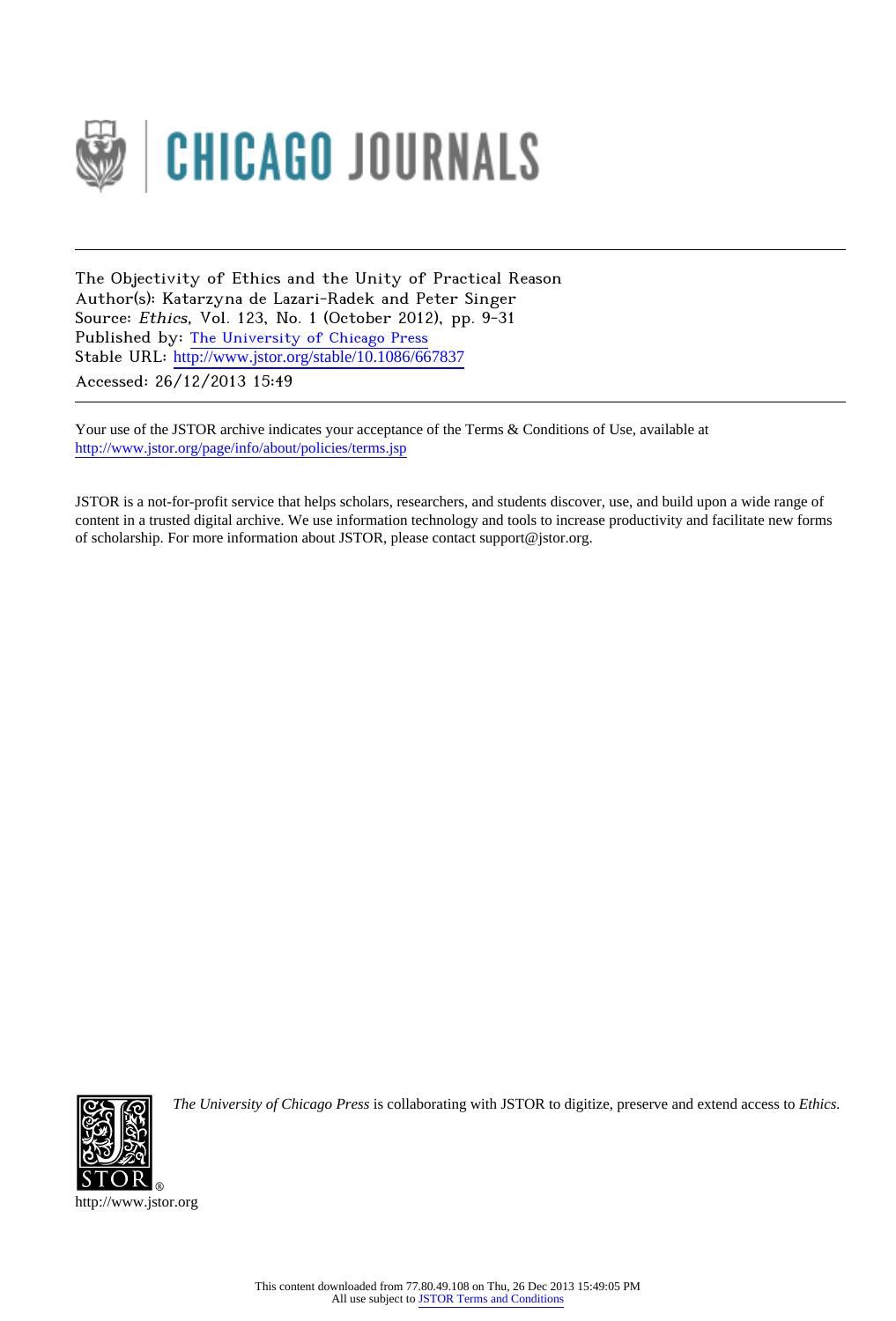The Objectivity of Ethics and the Unity of Practical Reason
Author(s): Katarzyna de Lazari-Radek and Peter Singer
Source: *Ethics*, Vol. 123, No. 1 (October 2012), pp. 9-31
Published by: The University of Chicago Press
Stable URL: http://www.jstor.org/stable/10.1086/667837
Accessed: 26/12/2013 15:49

Your use of the JSTOR archive indicates your acceptance of the Terms & Conditions of Use, available at
http://www.jstor.org/page/info/about/policies/terms.jsp

JSTOR is a not-for-profit service that helps scholars, researchers, and students discover, use, and build upon a wide range of content in a trusted digital archive. We use information technology and tools to increase productivity and facilitate new forms of scholarship. For more information about JSTOR, please contact support@jstor.org.

*The University of Chicago Press* is collaborating with JSTOR to digitize, preserve and extend access to *Ethics.*

http://www.jstor.org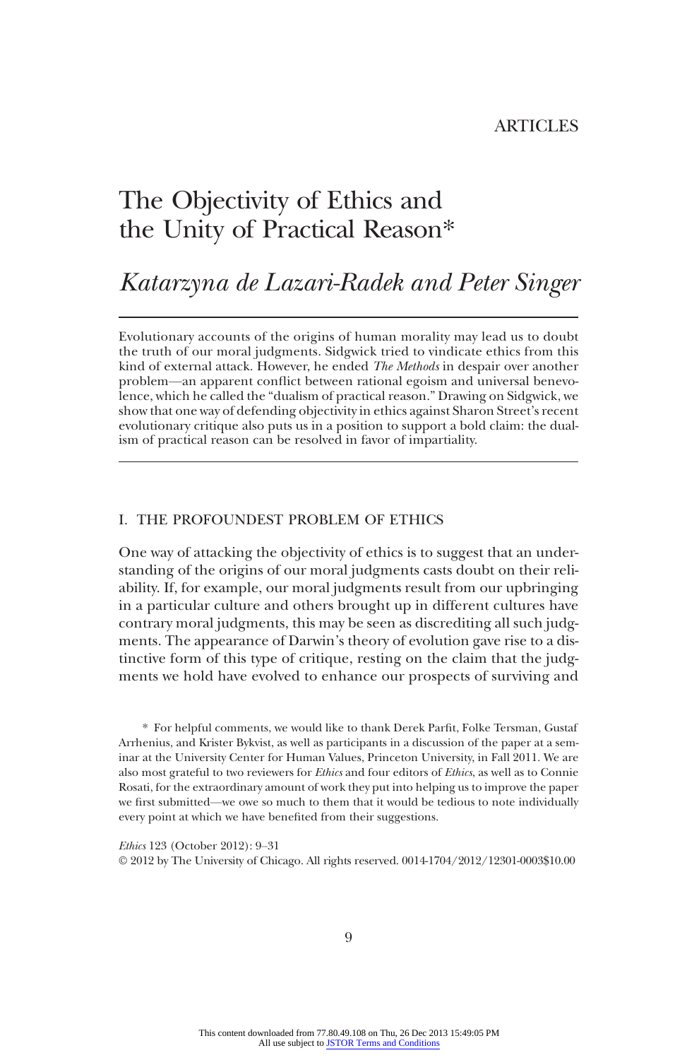ARTICLES

# The Objectivity of Ethics and the Unity of Practical Reason*

## *Katarzyna de Lazari-Radek and Peter Singer*

Evolutionary accounts of the origins of human morality may lead us to doubt the truth of our moral judgments. Sidgwick tried to vindicate ethics from this kind of external attack. However, he ended *The Methods* in despair over another problem—an apparent conflict between rational egoism and universal benevolence, which he called the "dualism of practical reason." Drawing on Sidgwick, we show that one way of defending objectivity in ethics against Sharon Street's recent evolutionary critique also puts us in a position to support a bold claim: the dualism of practical reason can be resolved in favor of impartiality.

## I. THE PROFOUNDEST PROBLEM OF ETHICS

One way of attacking the objectivity of ethics is to suggest that an understanding of the origins of our moral judgments casts doubt on their reliability. If, for example, our moral judgments result from our upbringing in a particular culture and others brought up in different cultures have contrary moral judgments, this may be seen as discrediting all such judgments. The appearance of Darwin's theory of evolution gave rise to a distinctive form of this type of critique, resting on the claim that the judgments we hold have evolved to enhance our prospects of surviving and

\* For helpful comments, we would like to thank Derek Parfit, Folke Tersman, Gustaf Arrhenius, and Krister Bykvist, as well as participants in a discussion of the paper at a seminar at the University Center for Human Values, Princeton University, in Fall 2011. We are also most grateful to two reviewers for *Ethics* and four editors of *Ethics*, as well as to Connie Rosati, for the extraordinary amount of work they put into helping us to improve the paper we first submitted—we owe so much to them that it would be tedious to note individually every point at which we have benefited from their suggestions.

*Ethics* 123 (October 2012): 9–31
© 2012 by The University of Chicago. All rights reserved. 0014-1704/2012/12301-0003$10.00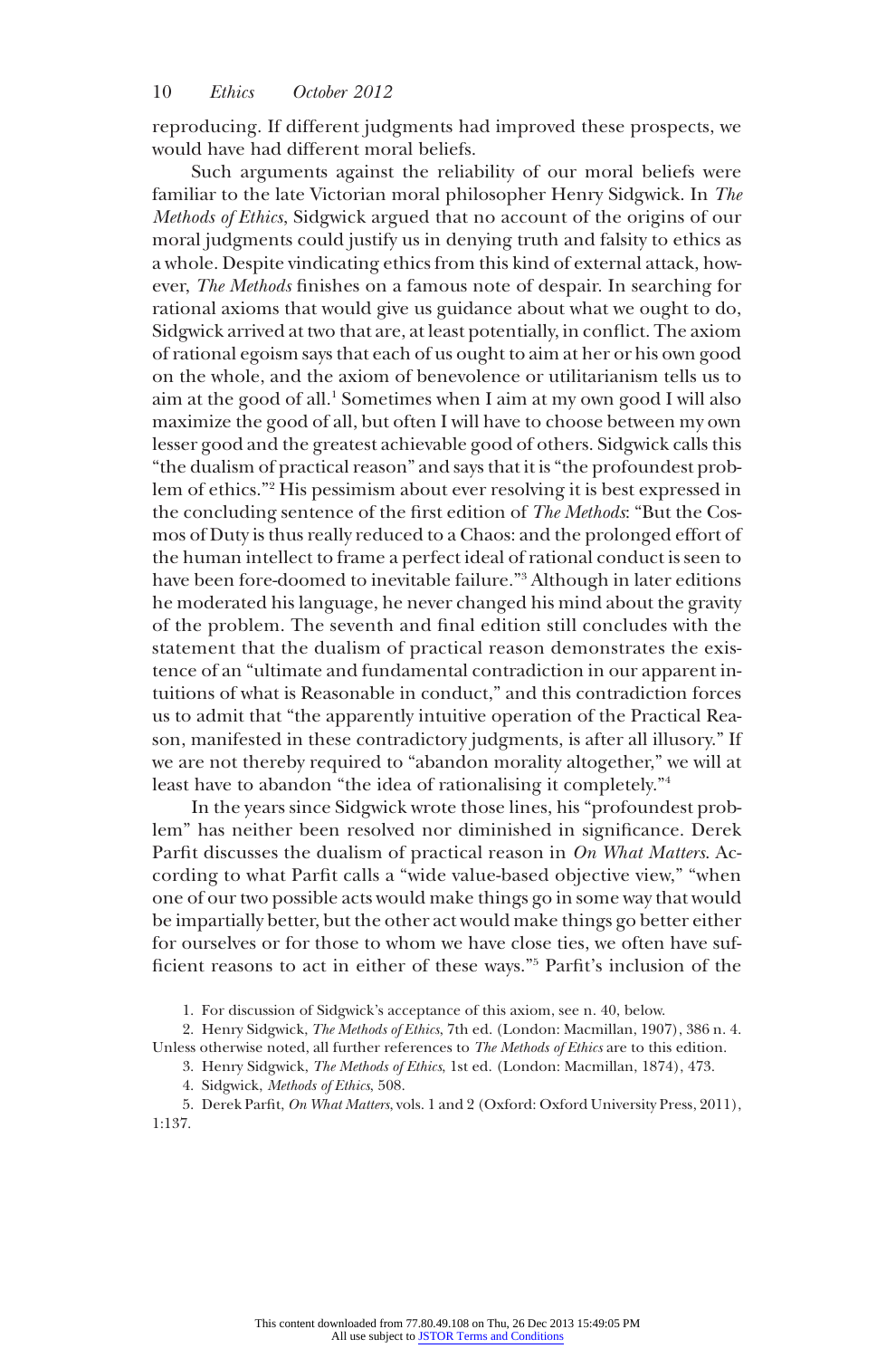reproducing. If different judgments had improved these prospects, we would have had different moral beliefs.

Such arguments against the reliability of our moral beliefs were familiar to the late Victorian moral philosopher Henry Sidgwick. In *The Methods of Ethics*, Sidgwick argued that no account of the origins of our moral judgments could justify us in denying truth and falsity to ethics as a whole. Despite vindicating ethics from this kind of external attack, however, *The Methods* finishes on a famous note of despair. In searching for rational axioms that would give us guidance about what we ought to do, Sidgwick arrived at two that are, at least potentially, in conflict. The axiom of rational egoism says that each of us ought to aim at her or his own good on the whole, and the axiom of benevolence or utilitarianism tells us to aim at the good of all.[1] Sometimes when I aim at my own good I will also maximize the good of all, but often I will have to choose between my own lesser good and the greatest achievable good of others. Sidgwick calls this "the dualism of practical reason" and says that it is "the profoundest problem of ethics."[2] His pessimism about ever resolving it is best expressed in the concluding sentence of the first edition of *The Methods*: "But the Cosmos of Duty is thus really reduced to a Chaos: and the prolonged effort of the human intellect to frame a perfect ideal of rational conduct is seen to have been fore-doomed to inevitable failure."[3] Although in later editions he moderated his language, he never changed his mind about the gravity of the problem. The seventh and final edition still concludes with the statement that the dualism of practical reason demonstrates the existence of an "ultimate and fundamental contradiction in our apparent intuitions of what is Reasonable in conduct," and this contradiction forces us to admit that "the apparently intuitive operation of the Practical Reason, manifested in these contradictory judgments, is after all illusory." If we are not thereby required to "abandon morality altogether," we will at least have to abandon "the idea of rationalising it completely."[4]

In the years since Sidgwick wrote those lines, his "profoundest problem" has neither been resolved nor diminished in significance. Derek Parfit discusses the dualism of practical reason in *On What Matters*. According to what Parfit calls a "wide value-based objective view," "when one of our two possible acts would make things go in some way that would be impartially better, but the other act would make things go better either for ourselves or for those to whom we have close ties, we often have sufficient reasons to act in either of these ways."[5] Parfit's inclusion of the

1. For discussion of Sidgwick's acceptance of this axiom, see n. 40, below.

2. Henry Sidgwick, *The Methods of Ethics*, 7th ed. (London: Macmillan, 1907), 386 n. 4. Unless otherwise noted, all further references to *The Methods of Ethics* are to this edition.

3. Henry Sidgwick, *The Methods of Ethics*, 1st ed. (London: Macmillan, 1874), 473.

4. Sidgwick, *Methods of Ethics*, 508.

5. Derek Parfit, *On What Matters*, vols. 1 and 2 (Oxford: Oxford University Press, 2011), 1:137.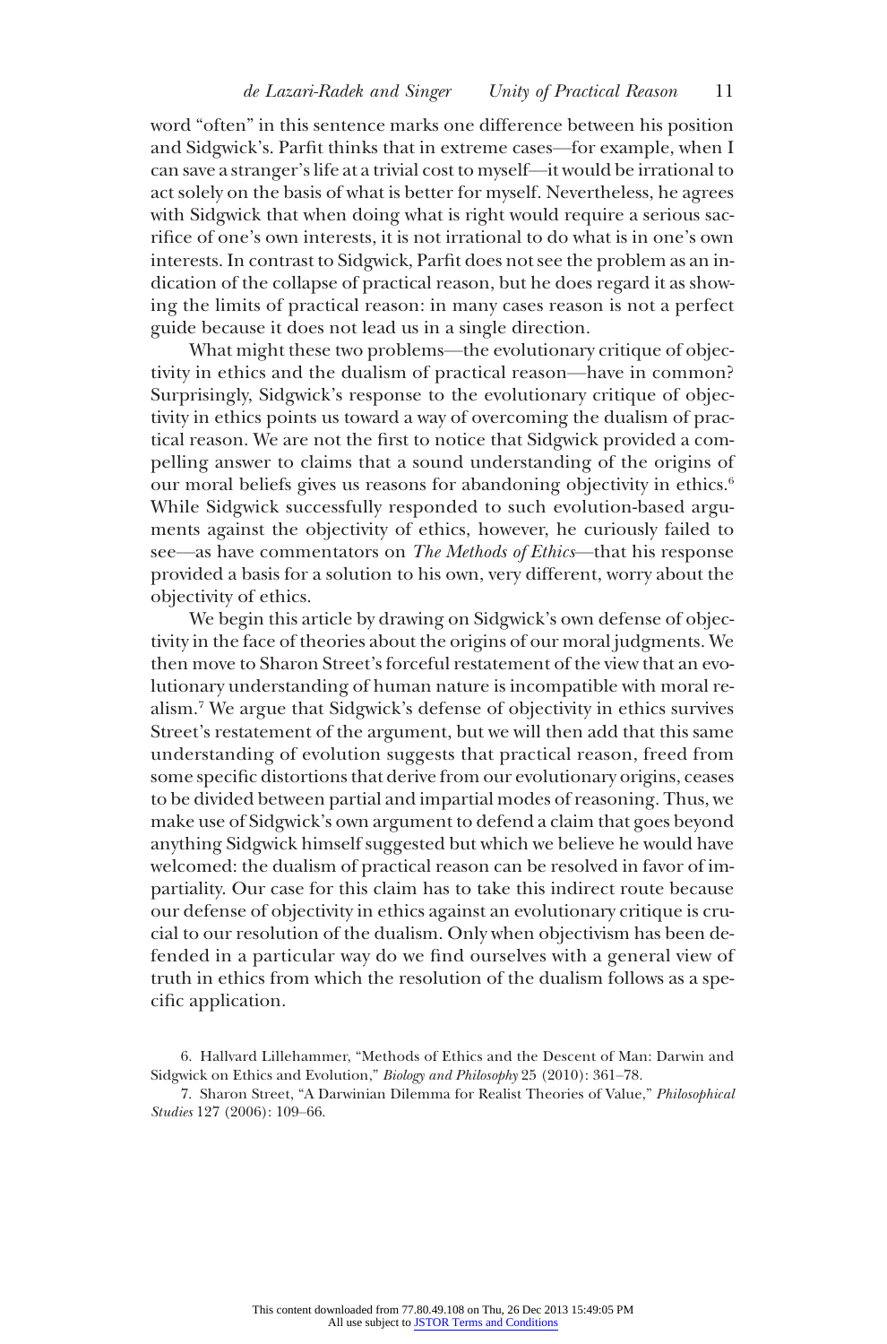word "often" in this sentence marks one difference between his position and Sidgwick's. Parfit thinks that in extreme cases—for example, when I can save a stranger's life at a trivial cost to myself—it would be irrational to act solely on the basis of what is better for myself. Nevertheless, he agrees with Sidgwick that when doing what is right would require a serious sacrifice of one's own interests, it is not irrational to do what is in one's own interests. In contrast to Sidgwick, Parfit does not see the problem as an indication of the collapse of practical reason, but he does regard it as showing the limits of practical reason: in many cases reason is not a perfect guide because it does not lead us in a single direction.

What might these two problems—the evolutionary critique of objectivity in ethics and the dualism of practical reason—have in common? Surprisingly, Sidgwick's response to the evolutionary critique of objectivity in ethics points us toward a way of overcoming the dualism of practical reason. We are not the first to notice that Sidgwick provided a compelling answer to claims that a sound understanding of the origins of our moral beliefs gives us reasons for abandoning objectivity in ethics.[6] While Sidgwick successfully responded to such evolution-based arguments against the objectivity of ethics, however, he curiously failed to see—as have commentators on *The Methods of Ethics*—that his response provided a basis for a solution to his own, very different, worry about the objectivity of ethics.

We begin this article by drawing on Sidgwick's own defense of objectivity in the face of theories about the origins of our moral judgments. We then move to Sharon Street's forceful restatement of the view that an evolutionary understanding of human nature is incompatible with moral realism.[7] We argue that Sidgwick's defense of objectivity in ethics survives Street's restatement of the argument, but we will then add that this same understanding of evolution suggests that practical reason, freed from some specific distortions that derive from our evolutionary origins, ceases to be divided between partial and impartial modes of reasoning. Thus, we make use of Sidgwick's own argument to defend a claim that goes beyond anything Sidgwick himself suggested but which we believe he would have welcomed: the dualism of practical reason can be resolved in favor of impartiality. Our case for this claim has to take this indirect route because our defense of objectivity in ethics against an evolutionary critique is crucial to our resolution of the dualism. Only when objectivism has been defended in a particular way do we find ourselves with a general view of truth in ethics from which the resolution of the dualism follows as a specific application.

6. Hallvard Lillehammer, "Methods of Ethics and the Descent of Man: Darwin and Sidgwick on Ethics and Evolution," *Biology and Philosophy* 25 (2010): 361–78.

7. Sharon Street, "A Darwinian Dilemma for Realist Theories of Value," *Philosophical Studies* 127 (2006): 109–66.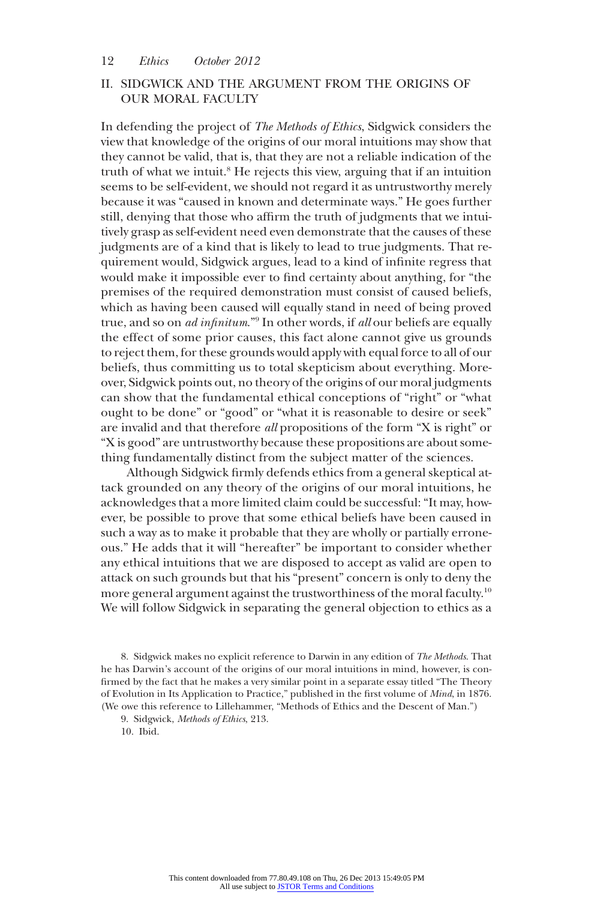## II. SIDGWICK AND THE ARGUMENT FROM THE ORIGINS OF OUR MORAL FACULTY

In defending the project of *The Methods of Ethics*, Sidgwick considers the view that knowledge of the origins of our moral intuitions may show that they cannot be valid, that is, that they are not a reliable indication of the truth of what we intuit.[8] He rejects this view, arguing that if an intuition seems to be self-evident, we should not regard it as untrustworthy merely because it was "caused in known and determinate ways." He goes further still, denying that those who affirm the truth of judgments that we intuitively grasp as self-evident need even demonstrate that the causes of these judgments are of a kind that is likely to lead to true judgments. That requirement would, Sidgwick argues, lead to a kind of infinite regress that would make it impossible ever to find certainty about anything, for "the premises of the required demonstration must consist of caused beliefs, which as having been caused will equally stand in need of being proved true, and so on *ad infinitum*."[9] In other words, if *all* our beliefs are equally the effect of some prior causes, this fact alone cannot give us grounds to reject them, for these grounds would apply with equal force to all of our beliefs, thus committing us to total skepticism about everything. Moreover, Sidgwick points out, no theory of the origins of our moral judgments can show that the fundamental ethical conceptions of "right" or "what ought to be done" or "good" or "what it is reasonable to desire or seek" are invalid and that therefore *all* propositions of the form "X is right" or "X is good" are untrustworthy because these propositions are about something fundamentally distinct from the subject matter of the sciences.

Although Sidgwick firmly defends ethics from a general skeptical attack grounded on any theory of the origins of our moral intuitions, he acknowledges that a more limited claim could be successful: "It may, however, be possible to prove that some ethical beliefs have been caused in such a way as to make it probable that they are wholly or partially erroneous." He adds that it will "hereafter" be important to consider whether any ethical intuitions that we are disposed to accept as valid are open to attack on such grounds but that his "present" concern is only to deny the more general argument against the trustworthiness of the moral faculty.[10] We will follow Sidgwick in separating the general objection to ethics as a

8. Sidgwick makes no explicit reference to Darwin in any edition of *The Methods*. That he has Darwin's account of the origins of our moral intuitions in mind, however, is confirmed by the fact that he makes a very similar point in a separate essay titled "The Theory of Evolution in Its Application to Practice," published in the first volume of *Mind*, in 1876. (We owe this reference to Lillehammer, "Methods of Ethics and the Descent of Man.")

9. Sidgwick, *Methods of Ethics*, 213.

10. Ibid.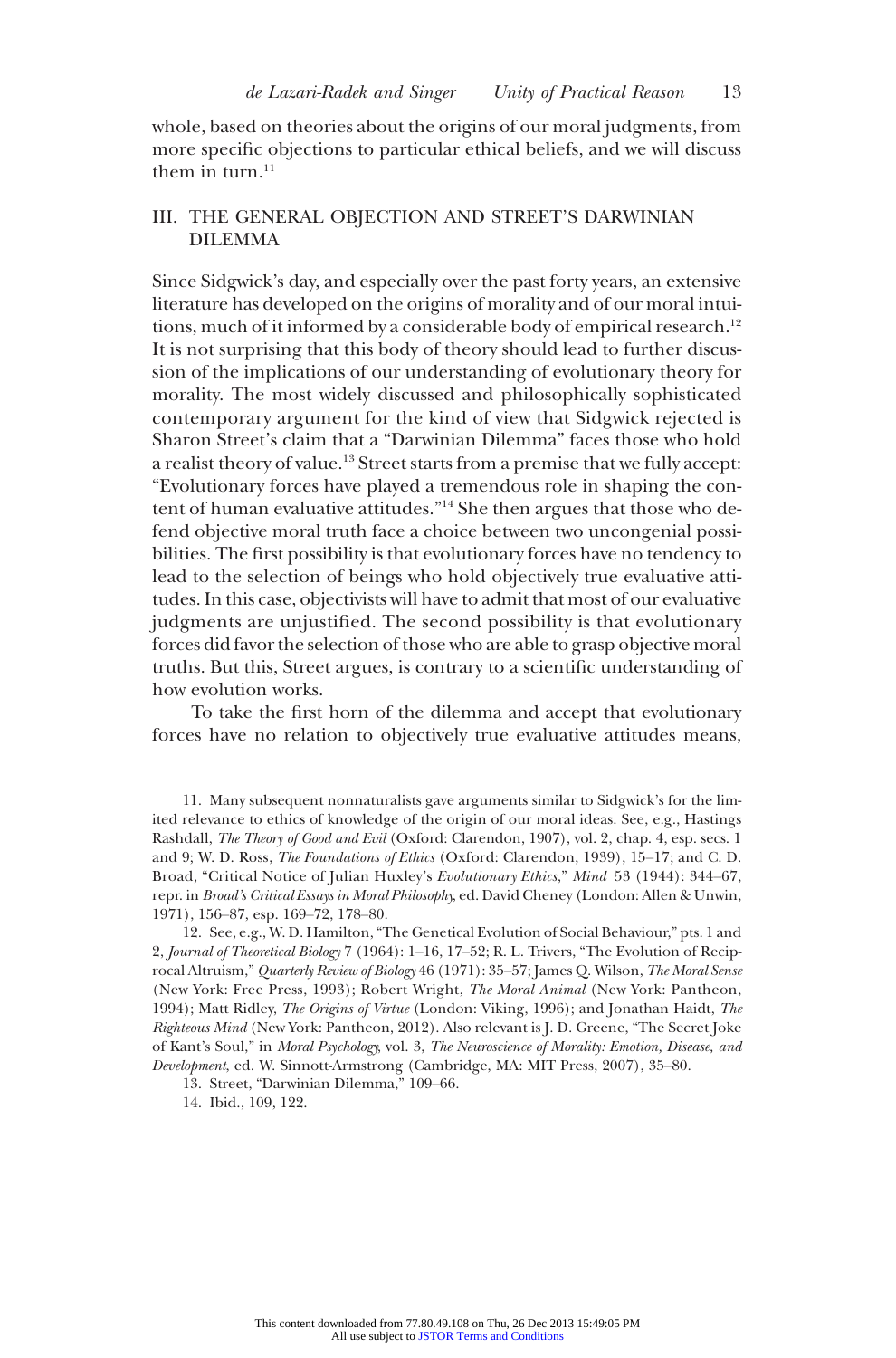whole, based on theories about the origins of our moral judgments, from more specific objections to particular ethical beliefs, and we will discuss them in turn.[11]

## III. THE GENERAL OBJECTION AND STREET'S DARWINIAN DILEMMA

Since Sidgwick's day, and especially over the past forty years, an extensive literature has developed on the origins of morality and of our moral intuitions, much of it informed by a considerable body of empirical research.[12] It is not surprising that this body of theory should lead to further discussion of the implications of our understanding of evolutionary theory for morality. The most widely discussed and philosophically sophisticated contemporary argument for the kind of view that Sidgwick rejected is Sharon Street's claim that a "Darwinian Dilemma" faces those who hold a realist theory of value.[13] Street starts from a premise that we fully accept: "Evolutionary forces have played a tremendous role in shaping the content of human evaluative attitudes."[14] She then argues that those who defend objective moral truth face a choice between two uncongenial possibilities. The first possibility is that evolutionary forces have no tendency to lead to the selection of beings who hold objectively true evaluative attitudes. In this case, objectivists will have to admit that most of our evaluative judgments are unjustified. The second possibility is that evolutionary forces did favor the selection of those who are able to grasp objective moral truths. But this, Street argues, is contrary to a scientific understanding of how evolution works.

To take the first horn of the dilemma and accept that evolutionary forces have no relation to objectively true evaluative attitudes means,

11. Many subsequent nonnaturalists gave arguments similar to Sidgwick's for the limited relevance to ethics of knowledge of the origin of our moral ideas. See, e.g., Hastings Rashdall, *The Theory of Good and Evil* (Oxford: Clarendon, 1907), vol. 2, chap. 4, esp. secs. 1 and 9; W. D. Ross, *The Foundations of Ethics* (Oxford: Clarendon, 1939), 15–17; and C. D. Broad, "Critical Notice of Julian Huxley's *Evolutionary Ethics*," *Mind* 53 (1944): 344–67, repr. in *Broad's Critical Essays in Moral Philosophy*, ed. David Cheney (London: Allen & Unwin, 1971), 156–87, esp. 169–72, 178–80.

12. See, e.g., W. D. Hamilton, "The Genetical Evolution of Social Behaviour," pts. 1 and 2, *Journal of Theoretical Biology* 7 (1964): 1–16, 17–52; R. L. Trivers, "The Evolution of Reciprocal Altruism," *Quarterly Review of Biology* 46 (1971): 35–57; James Q. Wilson, *The Moral Sense* (New York: Free Press, 1993); Robert Wright, *The Moral Animal* (New York: Pantheon, 1994); Matt Ridley, *The Origins of Virtue* (London: Viking, 1996); and Jonathan Haidt, *The Righteous Mind* (New York: Pantheon, 2012). Also relevant is J. D. Greene, "The Secret Joke of Kant's Soul," in *Moral Psychology*, vol. 3, *The Neuroscience of Morality: Emotion, Disease, and Development*, ed. W. Sinnott-Armstrong (Cambridge, MA: MIT Press, 2007), 35–80.

13. Street, "Darwinian Dilemma," 109–66.

14. Ibid., 109, 122.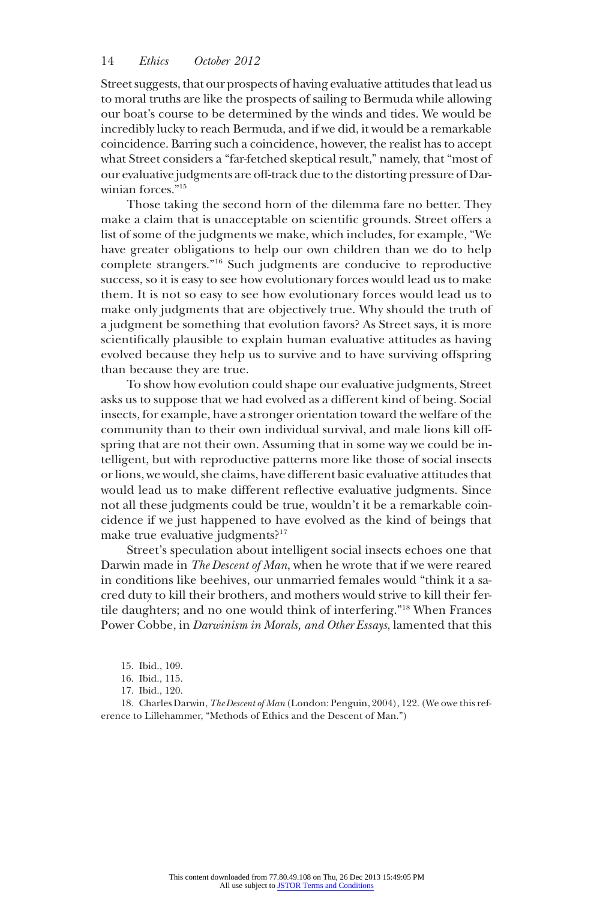Street suggests, that our prospects of having evaluative attitudes that lead us to moral truths are like the prospects of sailing to Bermuda while allowing our boat's course to be determined by the winds and tides. We would be incredibly lucky to reach Bermuda, and if we did, it would be a remarkable coincidence. Barring such a coincidence, however, the realist has to accept what Street considers a "far-fetched skeptical result," namely, that "most of our evaluative judgments are off-track due to the distorting pressure of Darwinian forces."[15]

Those taking the second horn of the dilemma fare no better. They make a claim that is unacceptable on scientific grounds. Street offers a list of some of the judgments we make, which includes, for example, "We have greater obligations to help our own children than we do to help complete strangers."[16] Such judgments are conducive to reproductive success, so it is easy to see how evolutionary forces would lead us to make them. It is not so easy to see how evolutionary forces would lead us to make only judgments that are objectively true. Why should the truth of a judgment be something that evolution favors? As Street says, it is more scientifically plausible to explain human evaluative attitudes as having evolved because they help us to survive and to have surviving offspring than because they are true.

To show how evolution could shape our evaluative judgments, Street asks us to suppose that we had evolved as a different kind of being. Social insects, for example, have a stronger orientation toward the welfare of the community than to their own individual survival, and male lions kill offspring that are not their own. Assuming that in some way we could be intelligent, but with reproductive patterns more like those of social insects or lions, we would, she claims, have different basic evaluative attitudes that would lead us to make different reflective evaluative judgments. Since not all these judgments could be true, wouldn't it be a remarkable coincidence if we just happened to have evolved as the kind of beings that make true evaluative judgments?[17]

Street's speculation about intelligent social insects echoes one that Darwin made in *The Descent of Man*, when he wrote that if we were reared in conditions like beehives, our unmarried females would "think it a sacred duty to kill their brothers, and mothers would strive to kill their fertile daughters; and no one would think of interfering."[18] When Frances Power Cobbe, in *Darwinism in Morals, and Other Essays*, lamented that this

15. Ibid., 109.

16. Ibid., 115.

17. Ibid., 120.

18. Charles Darwin, *The Descent of Man* (London: Penguin, 2004), 122. (We owe this reference to Lillehammer, "Methods of Ethics and the Descent of Man.")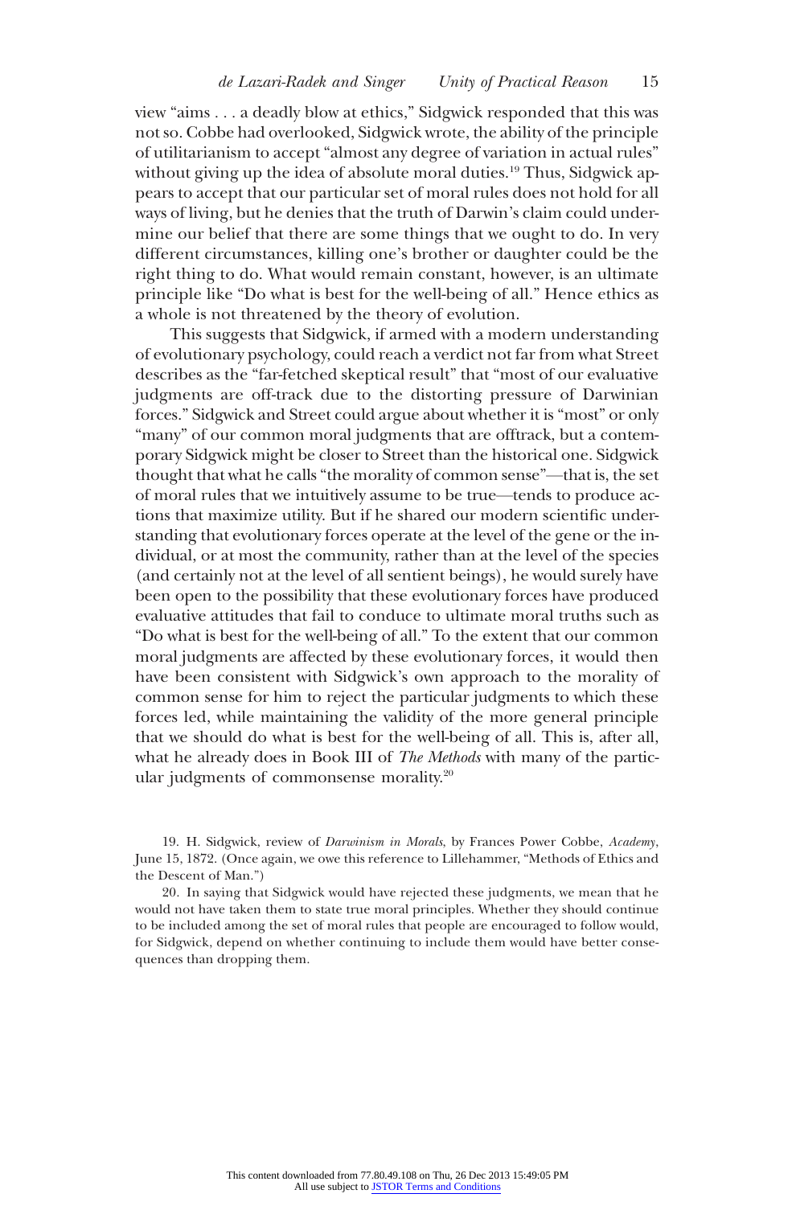view "aims . . . a deadly blow at ethics," Sidgwick responded that this was not so. Cobbe had overlooked, Sidgwick wrote, the ability of the principle of utilitarianism to accept "almost any degree of variation in actual rules" without giving up the idea of absolute moral duties.[19] Thus, Sidgwick appears to accept that our particular set of moral rules does not hold for all ways of living, but he denies that the truth of Darwin's claim could undermine our belief that there are some things that we ought to do. In very different circumstances, killing one's brother or daughter could be the right thing to do. What would remain constant, however, is an ultimate principle like "Do what is best for the well-being of all." Hence ethics as a whole is not threatened by the theory of evolution.

This suggests that Sidgwick, if armed with a modern understanding of evolutionary psychology, could reach a verdict not far from what Street describes as the "far-fetched skeptical result" that "most of our evaluative judgments are off-track due to the distorting pressure of Darwinian forces." Sidgwick and Street could argue about whether it is "most" or only "many" of our common moral judgments that are offtrack, but a contemporary Sidgwick might be closer to Street than the historical one. Sidgwick thought that what he calls "the morality of common sense"—that is, the set of moral rules that we intuitively assume to be true—tends to produce actions that maximize utility. But if he shared our modern scientific understanding that evolutionary forces operate at the level of the gene or the individual, or at most the community, rather than at the level of the species (and certainly not at the level of all sentient beings), he would surely have been open to the possibility that these evolutionary forces have produced evaluative attitudes that fail to conduce to ultimate moral truths such as "Do what is best for the well-being of all." To the extent that our common moral judgments are affected by these evolutionary forces, it would then have been consistent with Sidgwick's own approach to the morality of common sense for him to reject the particular judgments to which these forces led, while maintaining the validity of the more general principle that we should do what is best for the well-being of all. This is, after all, what he already does in Book III of *The Methods* with many of the particular judgments of commonsense morality.[20]

---

19. H. Sidgwick, review of *Darwinism in Morals*, by Frances Power Cobbe, *Academy*, June 15, 1872. (Once again, we owe this reference to Lillehammer, "Methods of Ethics and the Descent of Man.")

20. In saying that Sidgwick would have rejected these judgments, we mean that he would not have taken them to state true moral principles. Whether they should continue to be included among the set of moral rules that people are encouraged to follow would, for Sidgwick, depend on whether continuing to include them would have better consequences than dropping them.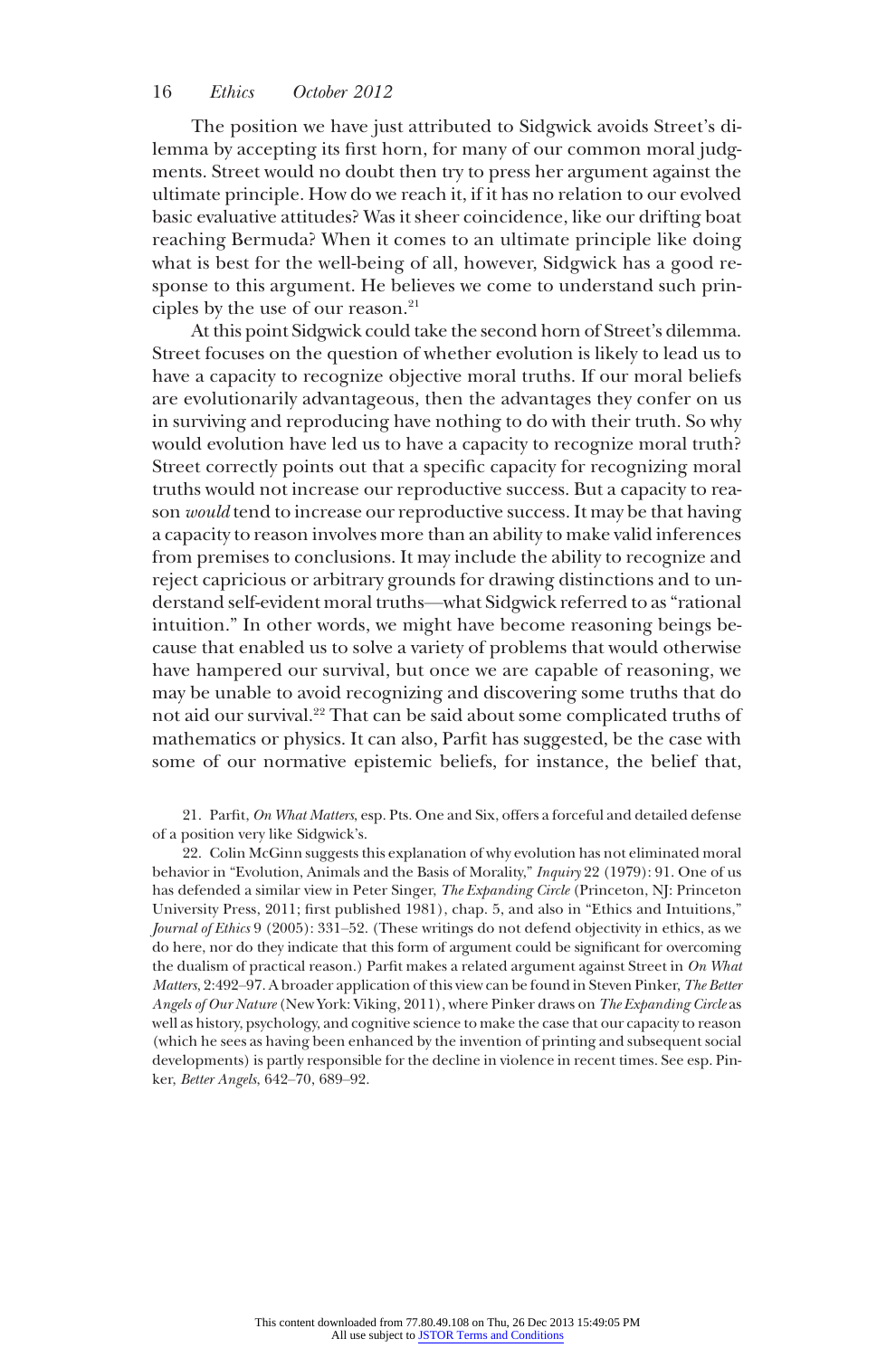The position we have just attributed to Sidgwick avoids Street's dilemma by accepting its first horn, for many of our common moral judgments. Street would no doubt then try to press her argument against the ultimate principle. How do we reach it, if it has no relation to our evolved basic evaluative attitudes? Was it sheer coincidence, like our drifting boat reaching Bermuda? When it comes to an ultimate principle like doing what is best for the well-being of all, however, Sidgwick has a good response to this argument. He believes we come to understand such principles by the use of our reason.[21]

At this point Sidgwick could take the second horn of Street's dilemma. Street focuses on the question of whether evolution is likely to lead us to have a capacity to recognize objective moral truths. If our moral beliefs are evolutionarily advantageous, then the advantages they confer on us in surviving and reproducing have nothing to do with their truth. So why would evolution have led us to have a capacity to recognize moral truth? Street correctly points out that a specific capacity for recognizing moral truths would not increase our reproductive success. But a capacity to reason *would* tend to increase our reproductive success. It may be that having a capacity to reason involves more than an ability to make valid inferences from premises to conclusions. It may include the ability to recognize and reject capricious or arbitrary grounds for drawing distinctions and to understand self-evident moral truths—what Sidgwick referred to as "rational intuition." In other words, we might have become reasoning beings because that enabled us to solve a variety of problems that would otherwise have hampered our survival, but once we are capable of reasoning, we may be unable to avoid recognizing and discovering some truths that do not aid our survival.[22] That can be said about some complicated truths of mathematics or physics. It can also, Parfit has suggested, be the case with some of our normative epistemic beliefs, for instance, the belief that,

21. Parfit, *On What Matters*, esp. Pts. One and Six, offers a forceful and detailed defense of a position very like Sidgwick's.

22. Colin McGinn suggests this explanation of why evolution has not eliminated moral behavior in "Evolution, Animals and the Basis of Morality," *Inquiry* 22 (1979): 91. One of us has defended a similar view in Peter Singer, *The Expanding Circle* (Princeton, NJ: Princeton University Press, 2011; first published 1981), chap. 5, and also in "Ethics and Intuitions," *Journal of Ethics* 9 (2005): 331–52. (These writings do not defend objectivity in ethics, as we do here, nor do they indicate that this form of argument could be significant for overcoming the dualism of practical reason.) Parfit makes a related argument against Street in *On What Matters*, 2:492–97. A broader application of this view can be found in Steven Pinker, *The Better Angels of Our Nature* (New York: Viking, 2011), where Pinker draws on *The Expanding Circle* as well as history, psychology, and cognitive science to make the case that our capacity to reason (which he sees as having been enhanced by the invention of printing and subsequent social developments) is partly responsible for the decline in violence in recent times. See esp. Pinker, *Better Angels*, 642–70, 689–92.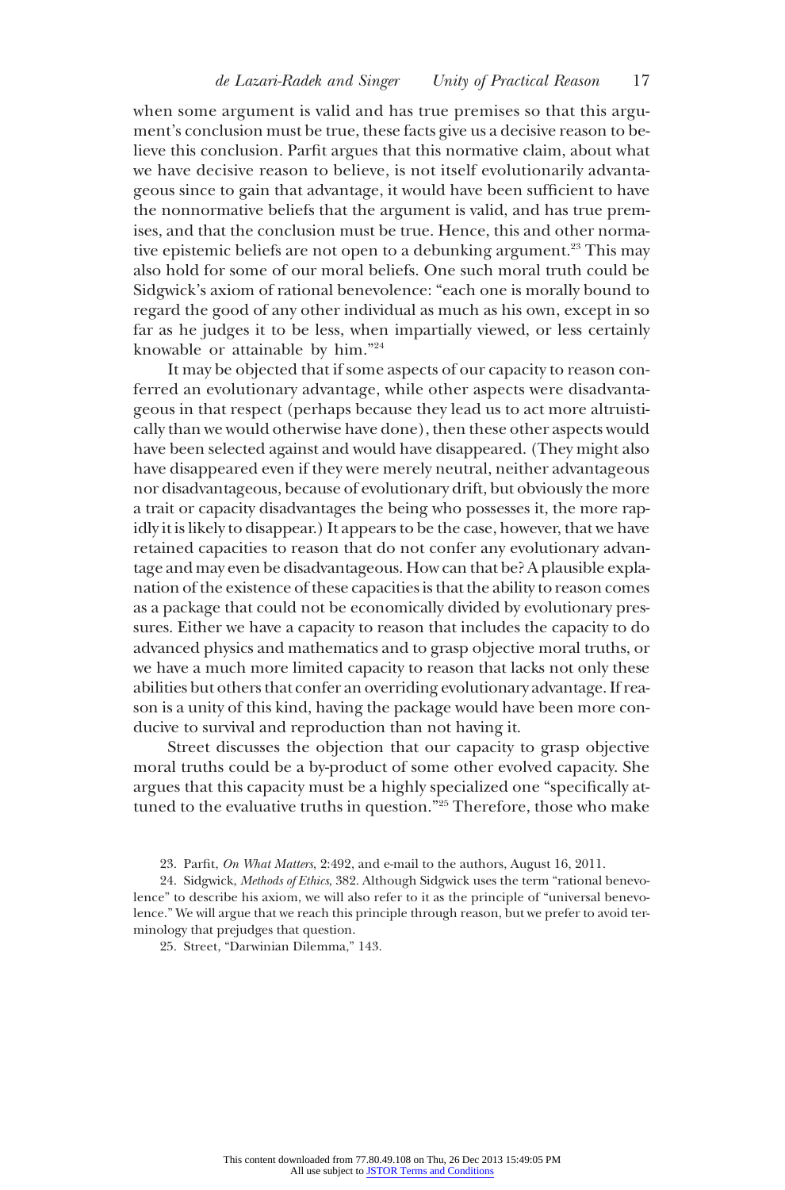when some argument is valid and has true premises so that this argument's conclusion must be true, these facts give us a decisive reason to believe this conclusion. Parfit argues that this normative claim, about what we have decisive reason to believe, is not itself evolutionarily advantageous since to gain that advantage, it would have been sufficient to have the nonnormative beliefs that the argument is valid, and has true premises, and that the conclusion must be true. Hence, this and other normative epistemic beliefs are not open to a debunking argument.[23] This may also hold for some of our moral beliefs. One such moral truth could be Sidgwick's axiom of rational benevolence: "each one is morally bound to regard the good of any other individual as much as his own, except in so far as he judges it to be less, when impartially viewed, or less certainly knowable or attainable by him."[24]

It may be objected that if some aspects of our capacity to reason conferred an evolutionary advantage, while other aspects were disadvantageous in that respect (perhaps because they lead us to act more altruistically than we would otherwise have done), then these other aspects would have been selected against and would have disappeared. (They might also have disappeared even if they were merely neutral, neither advantageous nor disadvantageous, because of evolutionary drift, but obviously the more a trait or capacity disadvantages the being who possesses it, the more rapidly it is likely to disappear.) It appears to be the case, however, that we have retained capacities to reason that do not confer any evolutionary advantage and may even be disadvantageous. How can that be? A plausible explanation of the existence of these capacities is that the ability to reason comes as a package that could not be economically divided by evolutionary pressures. Either we have a capacity to reason that includes the capacity to do advanced physics and mathematics and to grasp objective moral truths, or we have a much more limited capacity to reason that lacks not only these abilities but others that confer an overriding evolutionary advantage. If reason is a unity of this kind, having the package would have been more conducive to survival and reproduction than not having it.

Street discusses the objection that our capacity to grasp objective moral truths could be a by-product of some other evolved capacity. She argues that this capacity must be a highly specialized one "specifically attuned to the evaluative truths in question."[25] Therefore, those who make

23. Parfit, *On What Matters*, 2:492, and e-mail to the authors, August 16, 2011.

24. Sidgwick, *Methods of Ethics*, 382. Although Sidgwick uses the term "rational benevolence" to describe his axiom, we will also refer to it as the principle of "universal benevolence." We will argue that we reach this principle through reason, but we prefer to avoid terminology that prejudges that question.

25. Street, "Darwinian Dilemma," 143.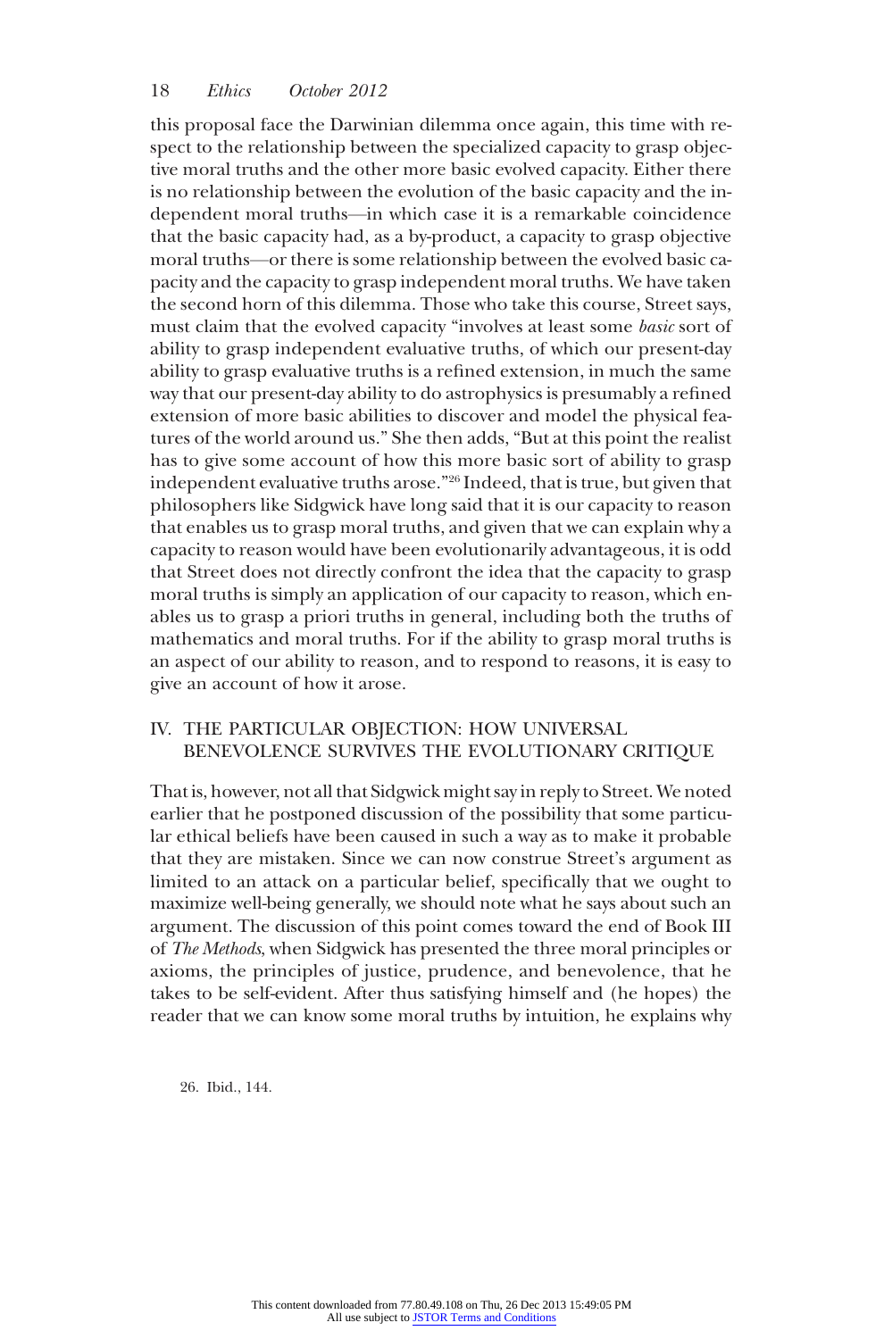this proposal face the Darwinian dilemma once again, this time with respect to the relationship between the specialized capacity to grasp objective moral truths and the other more basic evolved capacity. Either there is no relationship between the evolution of the basic capacity and the independent moral truths—in which case it is a remarkable coincidence that the basic capacity had, as a by-product, a capacity to grasp objective moral truths—or there is some relationship between the evolved basic capacity and the capacity to grasp independent moral truths. We have taken the second horn of this dilemma. Those who take this course, Street says, must claim that the evolved capacity "involves at least some *basic* sort of ability to grasp independent evaluative truths, of which our present-day ability to grasp evaluative truths is a refined extension, in much the same way that our present-day ability to do astrophysics is presumably a refined extension of more basic abilities to discover and model the physical features of the world around us." She then adds, "But at this point the realist has to give some account of how this more basic sort of ability to grasp independent evaluative truths arose."[26] Indeed, that is true, but given that philosophers like Sidgwick have long said that it is our capacity to reason that enables us to grasp moral truths, and given that we can explain why a capacity to reason would have been evolutionarily advantageous, it is odd that Street does not directly confront the idea that the capacity to grasp moral truths is simply an application of our capacity to reason, which enables us to grasp a priori truths in general, including both the truths of mathematics and moral truths. For if the ability to grasp moral truths is an aspect of our ability to reason, and to respond to reasons, it is easy to give an account of how it arose.

## IV. THE PARTICULAR OBJECTION: HOW UNIVERSAL BENEVOLENCE SURVIVES THE EVOLUTIONARY CRITIQUE

That is, however, not all that Sidgwick might say in reply to Street. We noted earlier that he postponed discussion of the possibility that some particular ethical beliefs have been caused in such a way as to make it probable that they are mistaken. Since we can now construe Street's argument as limited to an attack on a particular belief, specifically that we ought to maximize well-being generally, we should note what he says about such an argument. The discussion of this point comes toward the end of Book III of *The Methods*, when Sidgwick has presented the three moral principles or axioms, the principles of justice, prudence, and benevolence, that he takes to be self-evident. After thus satisfying himself and (he hopes) the reader that we can know some moral truths by intuition, he explains why

26. Ibid., 144.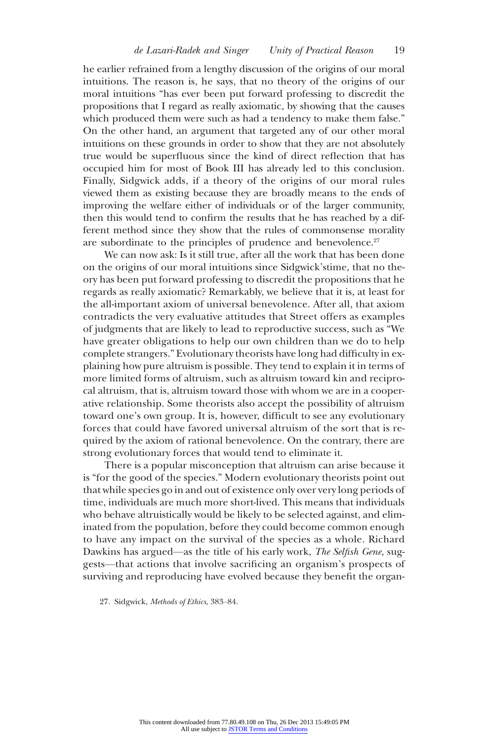he earlier refrained from a lengthy discussion of the origins of our moral intuitions. The reason is, he says, that no theory of the origins of our moral intuitions "has ever been put forward professing to discredit the propositions that I regard as really axiomatic, by showing that the causes which produced them were such as had a tendency to make them false." On the other hand, an argument that targeted any of our other moral intuitions on these grounds in order to show that they are not absolutely true would be superfluous since the kind of direct reflection that has occupied him for most of Book III has already led to this conclusion. Finally, Sidgwick adds, if a theory of the origins of our moral rules viewed them as existing because they are broadly means to the ends of improving the welfare either of individuals or of the larger community, then this would tend to confirm the results that he has reached by a different method since they show that the rules of commonsense morality are subordinate to the principles of prudence and benevolence.[27]

We can now ask: Is it still true, after all the work that has been done on the origins of our moral intuitions since Sidgwick'stime, that no theory has been put forward professing to discredit the propositions that he regards as really axiomatic? Remarkably, we believe that it is, at least for the all-important axiom of universal benevolence. After all, that axiom contradicts the very evaluative attitudes that Street offers as examples of judgments that are likely to lead to reproductive success, such as "We have greater obligations to help our own children than we do to help complete strangers." Evolutionary theorists have long had difficulty in explaining how pure altruism is possible. They tend to explain it in terms of more limited forms of altruism, such as altruism toward kin and reciprocal altruism, that is, altruism toward those with whom we are in a cooperative relationship. Some theorists also accept the possibility of altruism toward one's own group. It is, however, difficult to see any evolutionary forces that could have favored universal altruism of the sort that is required by the axiom of rational benevolence. On the contrary, there are strong evolutionary forces that would tend to eliminate it.

There is a popular misconception that altruism can arise because it is "for the good of the species." Modern evolutionary theorists point out that while species go in and out of existence only over very long periods of time, individuals are much more short-lived. This means that individuals who behave altruistically would be likely to be selected against, and eliminated from the population, before they could become common enough to have any impact on the survival of the species as a whole. Richard Dawkins has argued—as the title of his early work, *The Selfish Gene*, suggests—that actions that involve sacrificing an organism's prospects of surviving and reproducing have evolved because they benefit the organ-

27. Sidgwick, *Methods of Ethics*, 383–84.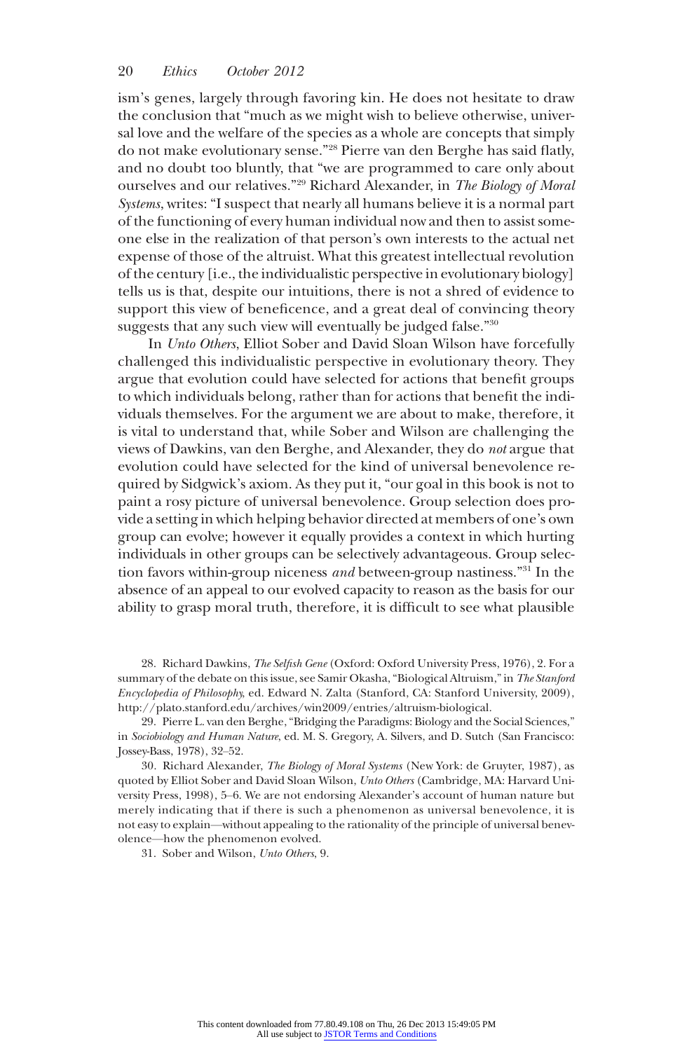ism's genes, largely through favoring kin. He does not hesitate to draw the conclusion that "much as we might wish to believe otherwise, universal love and the welfare of the species as a whole are concepts that simply do not make evolutionary sense."[28] Pierre van den Berghe has said flatly, and no doubt too bluntly, that "we are programmed to care only about ourselves and our relatives."[29] Richard Alexander, in *The Biology of Moral Systems*, writes: "I suspect that nearly all humans believe it is a normal part of the functioning of every human individual now and then to assist someone else in the realization of that person's own interests to the actual net expense of those of the altruist. What this greatest intellectual revolution of the century [i.e., the individualistic perspective in evolutionary biology] tells us is that, despite our intuitions, there is not a shred of evidence to support this view of beneficence, and a great deal of convincing theory suggests that any such view will eventually be judged false."[30]

In *Unto Others*, Elliot Sober and David Sloan Wilson have forcefully challenged this individualistic perspective in evolutionary theory. They argue that evolution could have selected for actions that benefit groups to which individuals belong, rather than for actions that benefit the individuals themselves. For the argument we are about to make, therefore, it is vital to understand that, while Sober and Wilson are challenging the views of Dawkins, van den Berghe, and Alexander, they do *not* argue that evolution could have selected for the kind of universal benevolence required by Sidgwick's axiom. As they put it, "our goal in this book is not to paint a rosy picture of universal benevolence. Group selection does provide a setting in which helping behavior directed at members of one's own group can evolve; however it equally provides a context in which hurting individuals in other groups can be selectively advantageous. Group selection favors within-group niceness *and* between-group nastiness."[31] In the absence of an appeal to our evolved capacity to reason as the basis for our ability to grasp moral truth, therefore, it is difficult to see what plausible

28. Richard Dawkins, *The Selfish Gene* (Oxford: Oxford University Press, 1976), 2. For a summary of the debate on this issue, see Samir Okasha, "Biological Altruism," in *The Stanford Encyclopedia of Philosophy*, ed. Edward N. Zalta (Stanford, CA: Stanford University, 2009), http://plato.stanford.edu/archives/win2009/entries/altruism-biological.

29. Pierre L. van den Berghe, "Bridging the Paradigms: Biology and the Social Sciences," in *Sociobiology and Human Nature*, ed. M. S. Gregory, A. Silvers, and D. Sutch (San Francisco: Jossey-Bass, 1978), 32–52.

30. Richard Alexander, *The Biology of Moral Systems* (New York: de Gruyter, 1987), as quoted by Elliot Sober and David Sloan Wilson, *Unto Others* (Cambridge, MA: Harvard University Press, 1998), 5–6. We are not endorsing Alexander's account of human nature but merely indicating that if there is such a phenomenon as universal benevolence, it is not easy to explain—without appealing to the rationality of the principle of universal benevolence—how the phenomenon evolved.

31. Sober and Wilson, *Unto Others*, 9.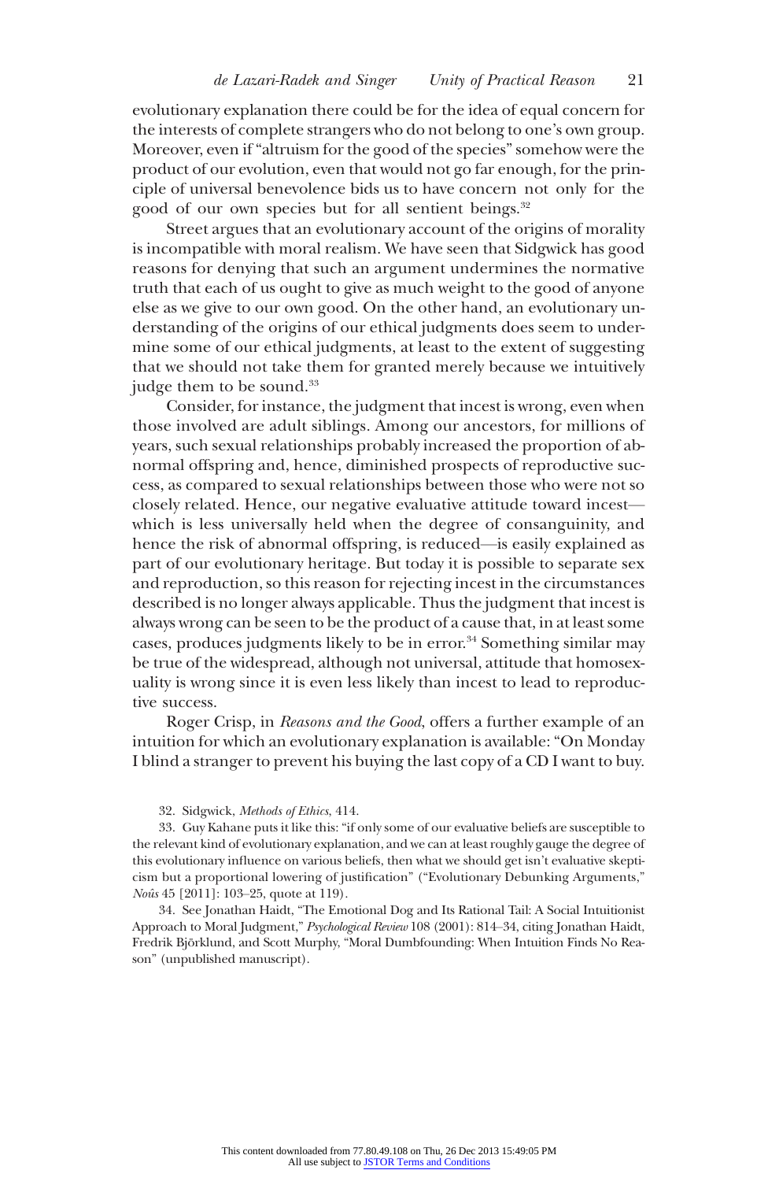evolutionary explanation there could be for the idea of equal concern for the interests of complete strangers who do not belong to one's own group. Moreover, even if "altruism for the good of the species" somehow were the product of our evolution, even that would not go far enough, for the principle of universal benevolence bids us to have concern not only for the good of our own species but for all sentient beings.[32]

Street argues that an evolutionary account of the origins of morality is incompatible with moral realism. We have seen that Sidgwick has good reasons for denying that such an argument undermines the normative truth that each of us ought to give as much weight to the good of anyone else as we give to our own good. On the other hand, an evolutionary understanding of the origins of our ethical judgments does seem to undermine some of our ethical judgments, at least to the extent of suggesting that we should not take them for granted merely because we intuitively judge them to be sound.[33]

Consider, for instance, the judgment that incest is wrong, even when those involved are adult siblings. Among our ancestors, for millions of years, such sexual relationships probably increased the proportion of abnormal offspring and, hence, diminished prospects of reproductive success, as compared to sexual relationships between those who were not so closely related. Hence, our negative evaluative attitude toward incest—which is less universally held when the degree of consanguinity, and hence the risk of abnormal offspring, is reduced—is easily explained as part of our evolutionary heritage. But today it is possible to separate sex and reproduction, so this reason for rejecting incest in the circumstances described is no longer always applicable. Thus the judgment that incest is always wrong can be seen to be the product of a cause that, in at least some cases, produces judgments likely to be in error.[34] Something similar may be true of the widespread, although not universal, attitude that homosexuality is wrong since it is even less likely than incest to lead to reproductive success.

Roger Crisp, in *Reasons and the Good*, offers a further example of an intuition for which an evolutionary explanation is available: "On Monday I blind a stranger to prevent his buying the last copy of a CD I want to buy.

32. Sidgwick, *Methods of Ethics*, 414.

33. Guy Kahane puts it like this: "if only some of our evaluative beliefs are susceptible to the relevant kind of evolutionary explanation, and we can at least roughly gauge the degree of this evolutionary influence on various beliefs, then what we should get isn't evaluative skepticism but a proportional lowering of justification" ("Evolutionary Debunking Arguments," *Noûs* 45 [2011]: 103–25, quote at 119).

34. See Jonathan Haidt, "The Emotional Dog and Its Rational Tail: A Social Intuitionist Approach to Moral Judgment," *Psychological Review* 108 (2001): 814–34, citing Jonathan Haidt, Fredrik Björklund, and Scott Murphy, "Moral Dumbfounding: When Intuition Finds No Reason" (unpublished manuscript).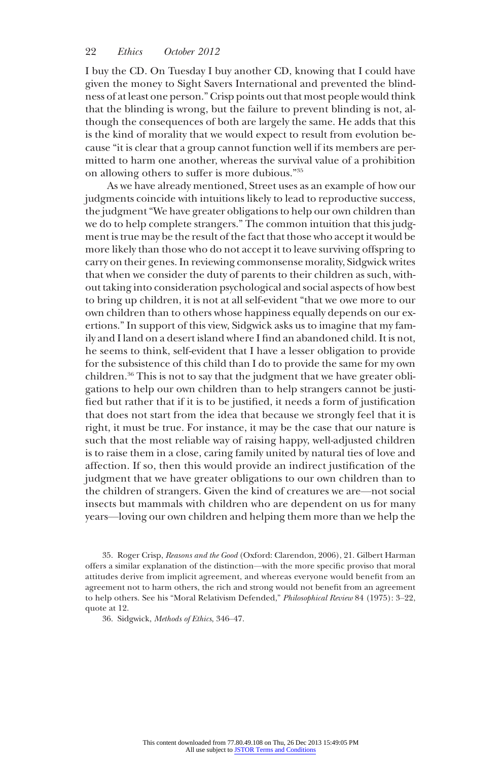I buy the CD. On Tuesday I buy another CD, knowing that I could have given the money to Sight Savers International and prevented the blindness of at least one person." Crisp points out that most people would think that the blinding is wrong, but the failure to prevent blinding is not, although the consequences of both are largely the same. He adds that this is the kind of morality that we would expect to result from evolution because "it is clear that a group cannot function well if its members are permitted to harm one another, whereas the survival value of a prohibition on allowing others to suffer is more dubious."[35]

As we have already mentioned, Street uses as an example of how our judgments coincide with intuitions likely to lead to reproductive success, the judgment "We have greater obligations to help our own children than we do to help complete strangers." The common intuition that this judgment is true may be the result of the fact that those who accept it would be more likely than those who do not accept it to leave surviving offspring to carry on their genes. In reviewing commonsense morality, Sidgwick writes that when we consider the duty of parents to their children as such, without taking into consideration psychological and social aspects of how best to bring up children, it is not at all self-evident "that we owe more to our own children than to others whose happiness equally depends on our exertions." In support of this view, Sidgwick asks us to imagine that my family and I land on a desert island where I find an abandoned child. It is not, he seems to think, self-evident that I have a lesser obligation to provide for the subsistence of this child than I do to provide the same for my own children.[36] This is not to say that the judgment that we have greater obligations to help our own children than to help strangers cannot be justified but rather that if it is to be justified, it needs a form of justification that does not start from the idea that because we strongly feel that it is right, it must be true. For instance, it may be the case that our nature is such that the most reliable way of raising happy, well-adjusted children is to raise them in a close, caring family united by natural ties of love and affection. If so, then this would provide an indirect justification of the judgment that we have greater obligations to our own children than to the children of strangers. Given the kind of creatures we are—not social insects but mammals with children who are dependent on us for many years—loving our own children and helping them more than we help the

35. Roger Crisp, *Reasons and the Good* (Oxford: Clarendon, 2006), 21. Gilbert Harman offers a similar explanation of the distinction—with the more specific proviso that moral attitudes derive from implicit agreement, and whereas everyone would benefit from an agreement not to harm others, the rich and strong would not benefit from an agreement to help others. See his "Moral Relativism Defended," *Philosophical Review* 84 (1975): 3–22, quote at 12.

36. Sidgwick, *Methods of Ethics*, 346–47.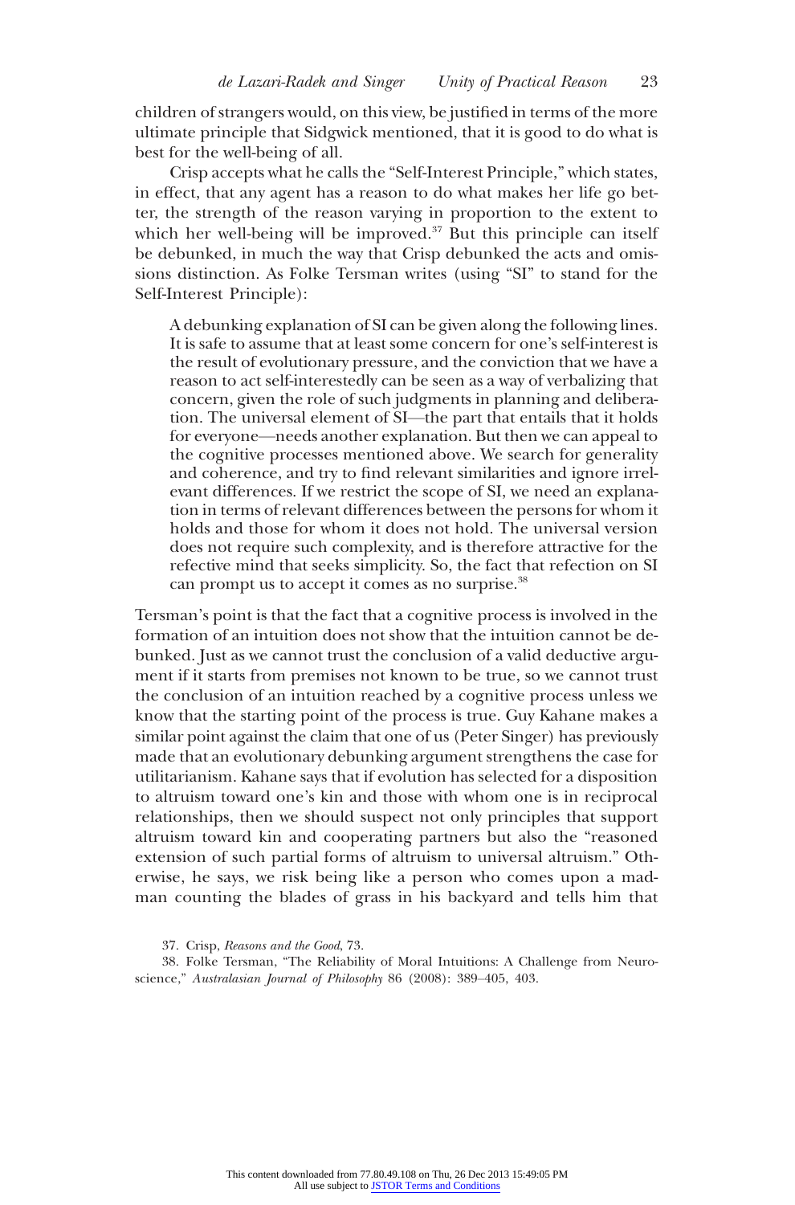children of strangers would, on this view, be justified in terms of the more ultimate principle that Sidgwick mentioned, that it is good to do what is best for the well-being of all.

Crisp accepts what he calls the "Self-Interest Principle," which states, in effect, that any agent has a reason to do what makes her life go better, the strength of the reason varying in proportion to the extent to which her well-being will be improved.[37] But this principle can itself be debunked, in much the way that Crisp debunked the acts and omissions distinction. As Folke Tersman writes (using "SI" to stand for the Self-Interest Principle):

> A debunking explanation of SI can be given along the following lines. It is safe to assume that at least some concern for one's self-interest is the result of evolutionary pressure, and the conviction that we have a reason to act self-interestedly can be seen as a way of verbalizing that concern, given the role of such judgments in planning and deliberation. The universal element of SI—the part that entails that it holds for everyone—needs another explanation. But then we can appeal to the cognitive processes mentioned above. We search for generality and coherence, and try to find relevant similarities and ignore irrelevant differences. If we restrict the scope of SI, we need an explanation in terms of relevant differences between the persons for whom it holds and those for whom it does not hold. The universal version does not require such complexity, and is therefore attractive for the refective mind that seeks simplicity. So, the fact that refection on SI can prompt us to accept it comes as no surprise.[38]

Tersman's point is that the fact that a cognitive process is involved in the formation of an intuition does not show that the intuition cannot be debunked. Just as we cannot trust the conclusion of a valid deductive argument if it starts from premises not known to be true, so we cannot trust the conclusion of an intuition reached by a cognitive process unless we know that the starting point of the process is true. Guy Kahane makes a similar point against the claim that one of us (Peter Singer) has previously made that an evolutionary debunking argument strengthens the case for utilitarianism. Kahane says that if evolution has selected for a disposition to altruism toward one's kin and those with whom one is in reciprocal relationships, then we should suspect not only principles that support altruism toward kin and cooperating partners but also the "reasoned extension of such partial forms of altruism to universal altruism." Otherwise, he says, we risk being like a person who comes upon a madman counting the blades of grass in his backyard and tells him that

37. Crisp, *Reasons and the Good*, 73.

38. Folke Tersman, "The Reliability of Moral Intuitions: A Challenge from Neuroscience," *Australasian Journal of Philosophy* 86 (2008): 389–405, 403.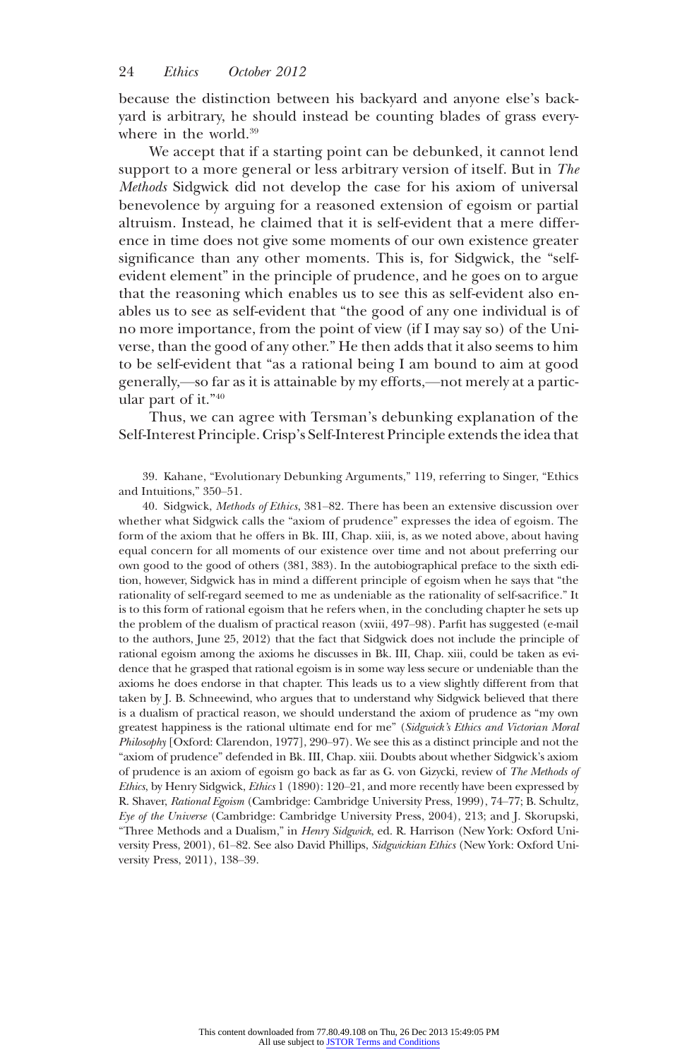because the distinction between his backyard and anyone else's backyard is arbitrary, he should instead be counting blades of grass everywhere in the world.[39]

We accept that if a starting point can be debunked, it cannot lend support to a more general or less arbitrary version of itself. But in *The Methods* Sidgwick did not develop the case for his axiom of universal benevolence by arguing for a reasoned extension of egoism or partial altruism. Instead, he claimed that it is self-evident that a mere difference in time does not give some moments of our own existence greater significance than any other moments. This is, for Sidgwick, the "self-evident element" in the principle of prudence, and he goes on to argue that the reasoning which enables us to see this as self-evident also enables us to see as self-evident that "the good of any one individual is of no more importance, from the point of view (if I may say so) of the Universe, than the good of any other." He then adds that it also seems to him to be self-evident that "as a rational being I am bound to aim at good generally,—so far as it is attainable by my efforts,—not merely at a particular part of it."[40]

Thus, we can agree with Tersman's debunking explanation of the Self-Interest Principle. Crisp's Self-Interest Principle extends the idea that

39. Kahane, "Evolutionary Debunking Arguments," 119, referring to Singer, "Ethics and Intuitions," 350–51.

40. Sidgwick, *Methods of Ethics*, 381–82. There has been an extensive discussion over whether what Sidgwick calls the "axiom of prudence" expresses the idea of egoism. The form of the axiom that he offers in Bk. III, Chap. xiii, is, as we noted above, about having equal concern for all moments of our existence over time and not about preferring our own good to the good of others (381, 383). In the autobiographical preface to the sixth edition, however, Sidgwick has in mind a different principle of egoism when he says that "the rationality of self-regard seemed to me as undeniable as the rationality of self-sacrifice." It is to this form of rational egoism that he refers when, in the concluding chapter he sets up the problem of the dualism of practical reason (xviii, 497–98). Parfit has suggested (e-mail to the authors, June 25, 2012) that the fact that Sidgwick does not include the principle of rational egoism among the axioms he discusses in Bk. III, Chap. xiii, could be taken as evidence that he grasped that rational egoism is in some way less secure or undeniable than the axioms he does endorse in that chapter. This leads us to a view slightly different from that taken by J. B. Schneewind, who argues that to understand why Sidgwick believed that there is a dualism of practical reason, we should understand the axiom of prudence as "my own greatest happiness is the rational ultimate end for me" (*Sidgwick's Ethics and Victorian Moral Philosophy* [Oxford: Clarendon, 1977], 290–97). We see this as a distinct principle and not the "axiom of prudence" defended in Bk. III, Chap. xiii. Doubts about whether Sidgwick's axiom of prudence is an axiom of egoism go back as far as G. von Gizycki, review of *The Methods of Ethics*, by Henry Sidgwick, *Ethics* 1 (1890): 120–21, and more recently have been expressed by R. Shaver, *Rational Egoism* (Cambridge: Cambridge University Press, 1999), 74–77; B. Schultz, *Eye of the Universe* (Cambridge: Cambridge University Press, 2004), 213; and J. Skorupski, "Three Methods and a Dualism," in *Henry Sidgwick*, ed. R. Harrison (New York: Oxford University Press, 2001), 61–82. See also David Phillips, *Sidgwickian Ethics* (New York: Oxford University Press, 2011), 138–39.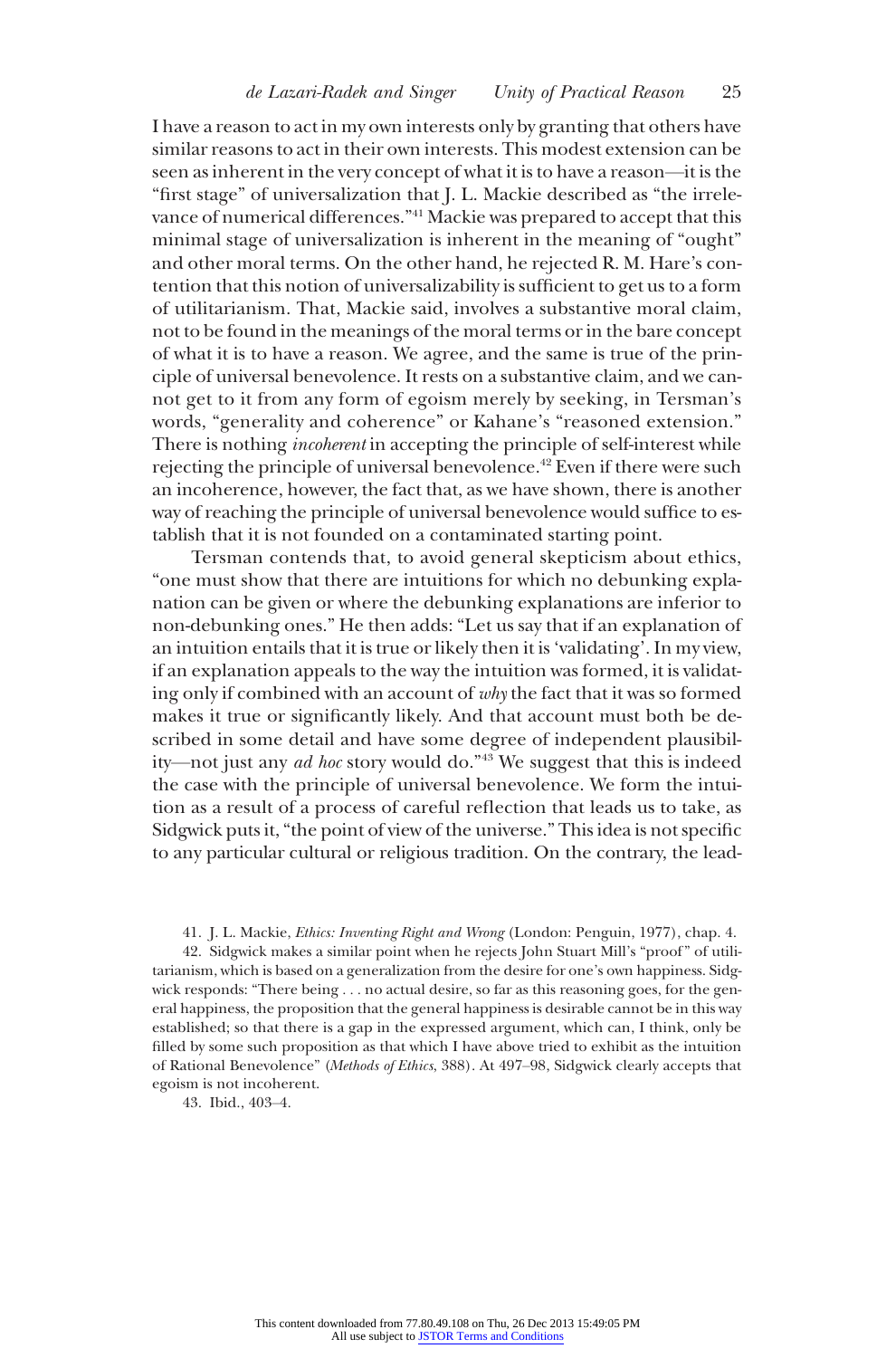I have a reason to act in my own interests only by granting that others have similar reasons to act in their own interests. This modest extension can be seen as inherent in the very concept of what it is to have a reason—it is the "first stage" of universalization that J. L. Mackie described as "the irrelevance of numerical differences."[41] Mackie was prepared to accept that this minimal stage of universalization is inherent in the meaning of "ought" and other moral terms. On the other hand, he rejected R. M. Hare's contention that this notion of universalizability is sufficient to get us to a form of utilitarianism. That, Mackie said, involves a substantive moral claim, not to be found in the meanings of the moral terms or in the bare concept of what it is to have a reason. We agree, and the same is true of the principle of universal benevolence. It rests on a substantive claim, and we cannot get to it from any form of egoism merely by seeking, in Tersman's words, "generality and coherence" or Kahane's "reasoned extension." There is nothing *incoherent* in accepting the principle of self-interest while rejecting the principle of universal benevolence.[42] Even if there were such an incoherence, however, the fact that, as we have shown, there is another way of reaching the principle of universal benevolence would suffice to establish that it is not founded on a contaminated starting point.

Tersman contends that, to avoid general skepticism about ethics, "one must show that there are intuitions for which no debunking explanation can be given or where the debunking explanations are inferior to non-debunking ones." He then adds: "Let us say that if an explanation of an intuition entails that it is true or likely then it is 'validating'. In my view, if an explanation appeals to the way the intuition was formed, it is validating only if combined with an account of *why* the fact that it was so formed makes it true or significantly likely. And that account must both be described in some detail and have some degree of independent plausibility—not just any *ad hoc* story would do."[43] We suggest that this is indeed the case with the principle of universal benevolence. We form the intuition as a result of a process of careful reflection that leads us to take, as Sidgwick puts it, "the point of view of the universe." This idea is not specific to any particular cultural or religious tradition. On the contrary, the lead-

41. J. L. Mackie, *Ethics: Inventing Right and Wrong* (London: Penguin, 1977), chap. 4.

42. Sidgwick makes a similar point when he rejects John Stuart Mill's "proof" of utilitarianism, which is based on a generalization from the desire for one's own happiness. Sidgwick responds: "There being . . . no actual desire, so far as this reasoning goes, for the general happiness, the proposition that the general happiness is desirable cannot be in this way established; so that there is a gap in the expressed argument, which can, I think, only be filled by some such proposition as that which I have above tried to exhibit as the intuition of Rational Benevolence" (*Methods of Ethics*, 388). At 497–98, Sidgwick clearly accepts that egoism is not incoherent.

43. Ibid., 403–4.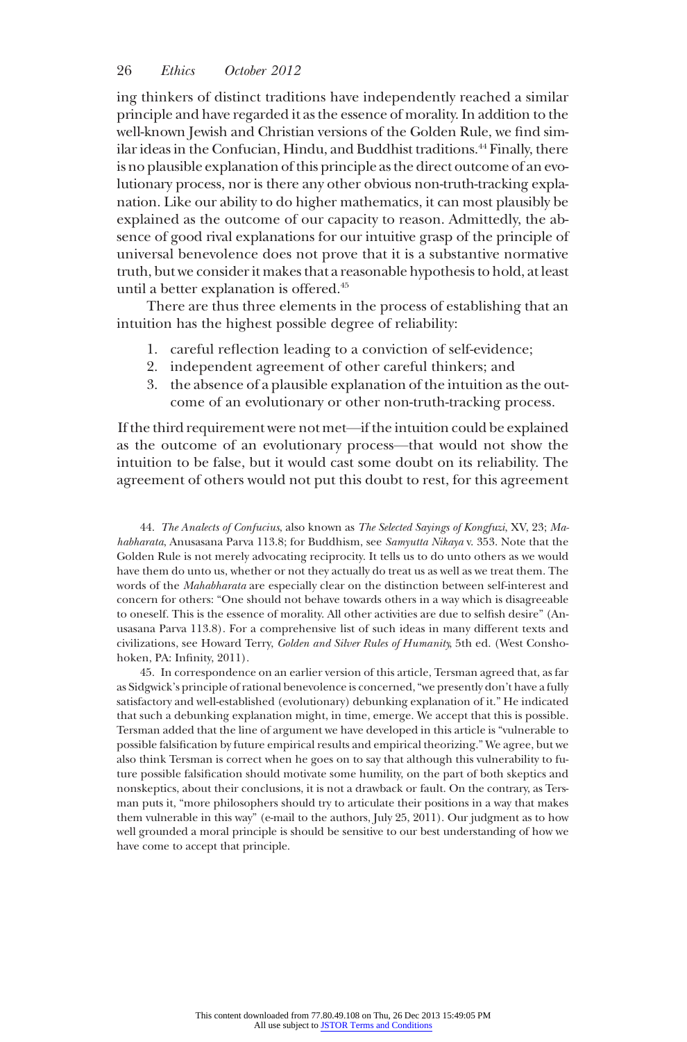ing thinkers of distinct traditions have independently reached a similar principle and have regarded it as the essence of morality. In addition to the well-known Jewish and Christian versions of the Golden Rule, we find similar ideas in the Confucian, Hindu, and Buddhist traditions.[44] Finally, there is no plausible explanation of this principle as the direct outcome of an evolutionary process, nor is there any other obvious non-truth-tracking explanation. Like our ability to do higher mathematics, it can most plausibly be explained as the outcome of our capacity to reason. Admittedly, the absence of good rival explanations for our intuitive grasp of the principle of universal benevolence does not prove that it is a substantive normative truth, but we consider it makes that a reasonable hypothesis to hold, at least until a better explanation is offered.[45]

There are thus three elements in the process of establishing that an intuition has the highest possible degree of reliability:

1. careful reflection leading to a conviction of self-evidence;
2. independent agreement of other careful thinkers; and
3. the absence of a plausible explanation of the intuition as the outcome of an evolutionary or other non-truth-tracking process.

If the third requirement were not met—if the intuition could be explained as the outcome of an evolutionary process—that would not show the intuition to be false, but it would cast some doubt on its reliability. The agreement of others would not put this doubt to rest, for this agreement

44. *The Analects of Confucius*, also known as *The Selected Sayings of Kongfuzi*, XV, 23; *Mahabharata*, Anusasana Parva 113.8; for Buddhism, see *Samyutta Nikaya* v. 353. Note that the Golden Rule is not merely advocating reciprocity. It tells us to do unto others as we would have them do unto us, whether or not they actually do treat us as well as we treat them. The words of the *Mahabharata* are especially clear on the distinction between self-interest and concern for others: "One should not behave towards others in a way which is disagreeable to oneself. This is the essence of morality. All other activities are due to selfish desire" (Anusasana Parva 113.8). For a comprehensive list of such ideas in many different texts and civilizations, see Howard Terry, *Golden and Silver Rules of Humanity*, 5th ed. (West Conshohoken, PA: Infinity, 2011).

45. In correspondence on an earlier version of this article, Tersman agreed that, as far as Sidgwick's principle of rational benevolence is concerned, "we presently don't have a fully satisfactory and well-established (evolutionary) debunking explanation of it." He indicated that such a debunking explanation might, in time, emerge. We accept that this is possible. Tersman added that the line of argument we have developed in this article is "vulnerable to possible falsification by future empirical results and empirical theorizing." We agree, but we also think Tersman is correct when he goes on to say that although this vulnerability to future possible falsification should motivate some humility, on the part of both skeptics and nonskeptics, about their conclusions, it is not a drawback or fault. On the contrary, as Tersman puts it, "more philosophers should try to articulate their positions in a way that makes them vulnerable in this way" (e-mail to the authors, July 25, 2011). Our judgment as to how well grounded a moral principle is should be sensitive to our best understanding of how we have come to accept that principle.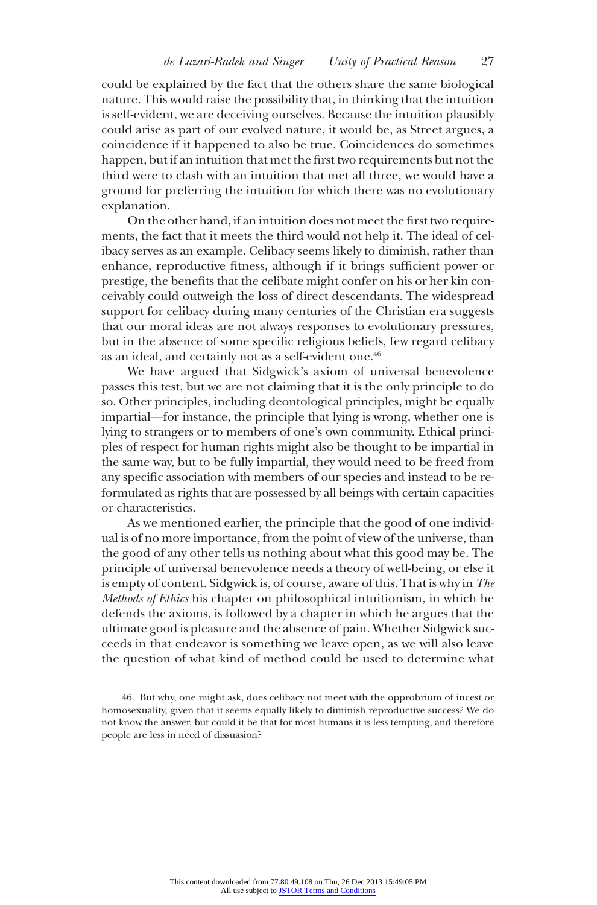could be explained by the fact that the others share the same biological nature. This would raise the possibility that, in thinking that the intuition is self-evident, we are deceiving ourselves. Because the intuition plausibly could arise as part of our evolved nature, it would be, as Street argues, a coincidence if it happened to also be true. Coincidences do sometimes happen, but if an intuition that met the first two requirements but not the third were to clash with an intuition that met all three, we would have a ground for preferring the intuition for which there was no evolutionary explanation.

On the other hand, if an intuition does not meet the first two requirements, the fact that it meets the third would not help it. The ideal of celibacy serves as an example. Celibacy seems likely to diminish, rather than enhance, reproductive fitness, although if it brings sufficient power or prestige, the benefits that the celibate might confer on his or her kin conceivably could outweigh the loss of direct descendants. The widespread support for celibacy during many centuries of the Christian era suggests that our moral ideas are not always responses to evolutionary pressures, but in the absence of some specific religious beliefs, few regard celibacy as an ideal, and certainly not as a self-evident one.[46]

We have argued that Sidgwick's axiom of universal benevolence passes this test, but we are not claiming that it is the only principle to do so. Other principles, including deontological principles, might be equally impartial—for instance, the principle that lying is wrong, whether one is lying to strangers or to members of one's own community. Ethical principles of respect for human rights might also be thought to be impartial in the same way, but to be fully impartial, they would need to be freed from any specific association with members of our species and instead to be reformulated as rights that are possessed by all beings with certain capacities or characteristics.

As we mentioned earlier, the principle that the good of one individual is of no more importance, from the point of view of the universe, than the good of any other tells us nothing about what this good may be. The principle of universal benevolence needs a theory of well-being, or else it is empty of content. Sidgwick is, of course, aware of this. That is why in *The Methods of Ethics* his chapter on philosophical intuitionism, in which he defends the axioms, is followed by a chapter in which he argues that the ultimate good is pleasure and the absence of pain. Whether Sidgwick succeeds in that endeavor is something we leave open, as we will also leave the question of what kind of method could be used to determine what

46. But why, one might ask, does celibacy not meet with the opprobrium of incest or homosexuality, given that it seems equally likely to diminish reproductive success? We do not know the answer, but could it be that for most humans it is less tempting, and therefore people are less in need of dissuasion?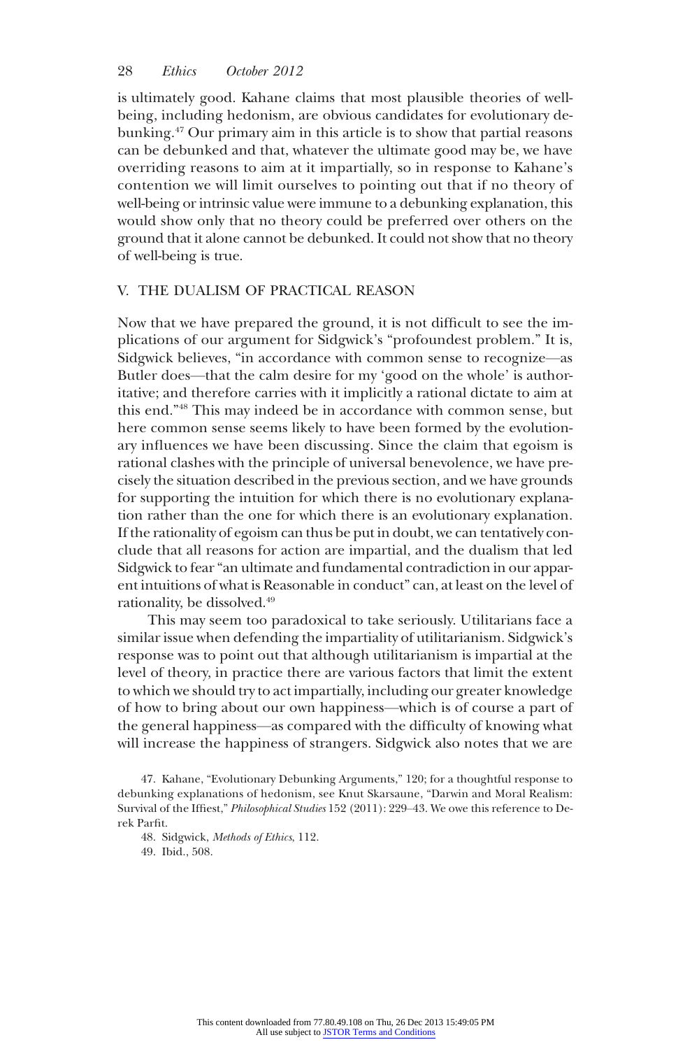is ultimately good. Kahane claims that most plausible theories of well-being, including hedonism, are obvious candidates for evolutionary debunking.[47] Our primary aim in this article is to show that partial reasons can be debunked and that, whatever the ultimate good may be, we have overriding reasons to aim at it impartially, so in response to Kahane's contention we will limit ourselves to pointing out that if no theory of well-being or intrinsic value were immune to a debunking explanation, this would show only that no theory could be preferred over others on the ground that it alone cannot be debunked. It could not show that no theory of well-being is true.

## V. THE DUALISM OF PRACTICAL REASON

Now that we have prepared the ground, it is not difficult to see the implications of our argument for Sidgwick's "profoundest problem." It is, Sidgwick believes, "in accordance with common sense to recognize—as Butler does—that the calm desire for my 'good on the whole' is authoritative; and therefore carries with it implicitly a rational dictate to aim at this end."[48] This may indeed be in accordance with common sense, but here common sense seems likely to have been formed by the evolutionary influences we have been discussing. Since the claim that egoism is rational clashes with the principle of universal benevolence, we have precisely the situation described in the previous section, and we have grounds for supporting the intuition for which there is no evolutionary explanation rather than the one for which there is an evolutionary explanation. If the rationality of egoism can thus be put in doubt, we can tentatively conclude that all reasons for action are impartial, and the dualism that led Sidgwick to fear "an ultimate and fundamental contradiction in our apparent intuitions of what is Reasonable in conduct" can, at least on the level of rationality, be dissolved.[49]

This may seem too paradoxical to take seriously. Utilitarians face a similar issue when defending the impartiality of utilitarianism. Sidgwick's response was to point out that although utilitarianism is impartial at the level of theory, in practice there are various factors that limit the extent to which we should try to act impartially, including our greater knowledge of how to bring about our own happiness—which is of course a part of the general happiness—as compared with the difficulty of knowing what will increase the happiness of strangers. Sidgwick also notes that we are

47. Kahane, "Evolutionary Debunking Arguments," 120; for a thoughtful response to debunking explanations of hedonism, see Knut Skarsaune, "Darwin and Moral Realism: Survival of the Iffiest," *Philosophical Studies* 152 (2011): 229–43. We owe this reference to Derek Parfit.

48. Sidgwick, *Methods of Ethics*, 112.

49. Ibid., 508.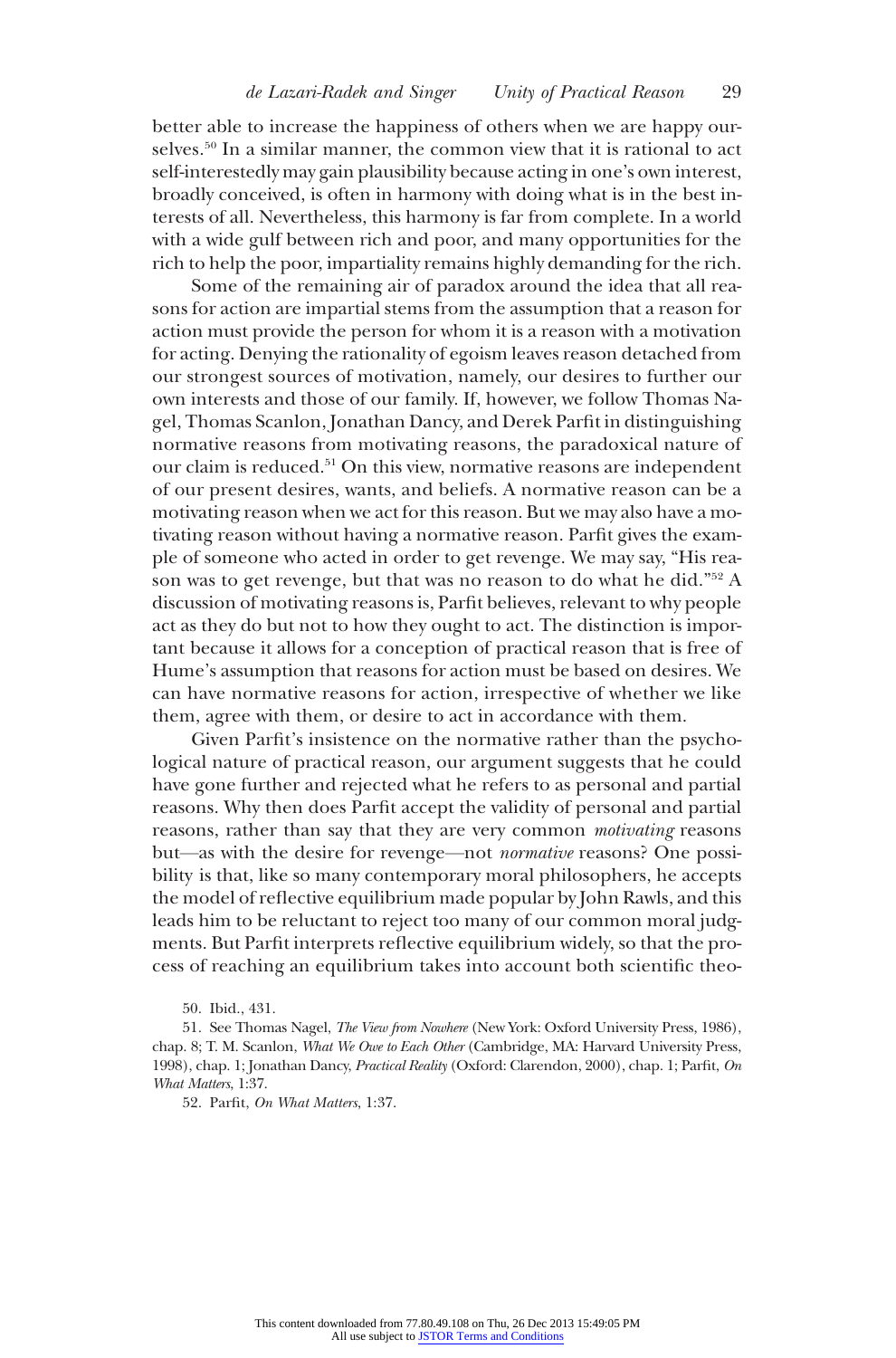better able to increase the happiness of others when we are happy ourselves.[50] In a similar manner, the common view that it is rational to act self-interestedly may gain plausibility because acting in one's own interest, broadly conceived, is often in harmony with doing what is in the best interests of all. Nevertheless, this harmony is far from complete. In a world with a wide gulf between rich and poor, and many opportunities for the rich to help the poor, impartiality remains highly demanding for the rich.

Some of the remaining air of paradox around the idea that all reasons for action are impartial stems from the assumption that a reason for action must provide the person for whom it is a reason with a motivation for acting. Denying the rationality of egoism leaves reason detached from our strongest sources of motivation, namely, our desires to further our own interests and those of our family. If, however, we follow Thomas Nagel, Thomas Scanlon, Jonathan Dancy, and Derek Parfit in distinguishing normative reasons from motivating reasons, the paradoxical nature of our claim is reduced.[51] On this view, normative reasons are independent of our present desires, wants, and beliefs. A normative reason can be a motivating reason when we act for this reason. But we may also have a motivating reason without having a normative reason. Parfit gives the example of someone who acted in order to get revenge. We may say, "His reason was to get revenge, but that was no reason to do what he did."[52] A discussion of motivating reasons is, Parfit believes, relevant to why people act as they do but not to how they ought to act. The distinction is important because it allows for a conception of practical reason that is free of Hume's assumption that reasons for action must be based on desires. We can have normative reasons for action, irrespective of whether we like them, agree with them, or desire to act in accordance with them.

Given Parfit's insistence on the normative rather than the psychological nature of practical reason, our argument suggests that he could have gone further and rejected what he refers to as personal and partial reasons. Why then does Parfit accept the validity of personal and partial reasons, rather than say that they are very common *motivating* reasons but—as with the desire for revenge—not *normative* reasons? One possibility is that, like so many contemporary moral philosophers, he accepts the model of reflective equilibrium made popular by John Rawls, and this leads him to be reluctant to reject too many of our common moral judgments. But Parfit interprets reflective equilibrium widely, so that the process of reaching an equilibrium takes into account both scientific theo-

50. Ibid., 431.

51. See Thomas Nagel, *The View from Nowhere* (New York: Oxford University Press, 1986), chap. 8; T. M. Scanlon, *What We Owe to Each Other* (Cambridge, MA: Harvard University Press, 1998), chap. 1; Jonathan Dancy, *Practical Reality* (Oxford: Clarendon, 2000), chap. 1; Parfit, *On What Matters*, 1:37.

52. Parfit, *On What Matters*, 1:37.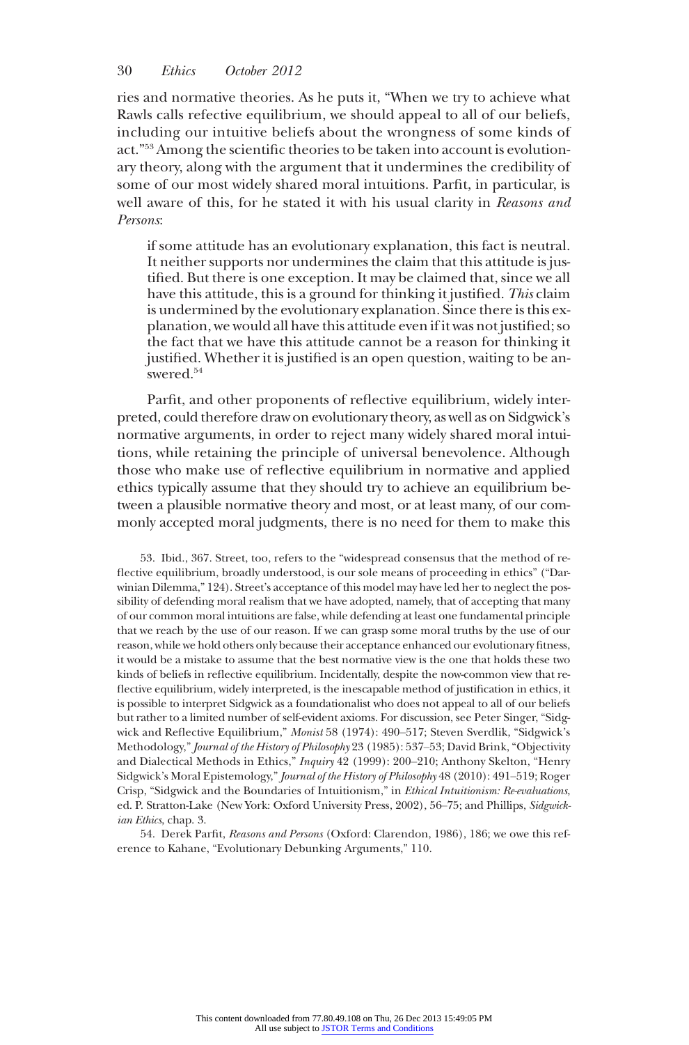ries and normative theories. As he puts it, "When we try to achieve what Rawls calls refective equilibrium, we should appeal to all of our beliefs, including our intuitive beliefs about the wrongness of some kinds of act."[53] Among the scientific theories to be taken into account is evolutionary theory, along with the argument that it undermines the credibility of some of our most widely shared moral intuitions. Parfit, in particular, is well aware of this, for he stated it with his usual clarity in *Reasons and Persons*:

> if some attitude has an evolutionary explanation, this fact is neutral. It neither supports nor undermines the claim that this attitude is justified. But there is one exception. It may be claimed that, since we all have this attitude, this is a ground for thinking it justified. *This* claim is undermined by the evolutionary explanation. Since there is this explanation, we would all have this attitude even if it was not justified; so the fact that we have this attitude cannot be a reason for thinking it justified. Whether it is justified is an open question, waiting to be answered.[54]

Parfit, and other proponents of reflective equilibrium, widely interpreted, could therefore draw on evolutionary theory, as well as on Sidgwick's normative arguments, in order to reject many widely shared moral intuitions, while retaining the principle of universal benevolence. Although those who make use of reflective equilibrium in normative and applied ethics typically assume that they should try to achieve an equilibrium between a plausible normative theory and most, or at least many, of our commonly accepted moral judgments, there is no need for them to make this

53. Ibid., 367. Street, too, refers to the "widespread consensus that the method of reflective equilibrium, broadly understood, is our sole means of proceeding in ethics" ("Darwinian Dilemma," 124). Street's acceptance of this model may have led her to neglect the possibility of defending moral realism that we have adopted, namely, that of accepting that many of our common moral intuitions are false, while defending at least one fundamental principle that we reach by the use of our reason. If we can grasp some moral truths by the use of our reason, while we hold others only because their acceptance enhanced our evolutionary fitness, it would be a mistake to assume that the best normative view is the one that holds these two kinds of beliefs in reflective equilibrium. Incidentally, despite the now-common view that reflective equilibrium, widely interpreted, is the inescapable method of justification in ethics, it is possible to interpret Sidgwick as a foundationalist who does not appeal to all of our beliefs but rather to a limited number of self-evident axioms. For discussion, see Peter Singer, "Sidgwick and Reflective Equilibrium," *Monist* 58 (1974): 490–517; Steven Sverdlik, "Sidgwick's Methodology," *Journal of the History of Philosophy* 23 (1985): 537–53; David Brink, "Objectivity and Dialectical Methods in Ethics," *Inquiry* 42 (1999): 200–210; Anthony Skelton, "Henry Sidgwick's Moral Epistemology," *Journal of the History of Philosophy* 48 (2010): 491–519; Roger Crisp, "Sidgwick and the Boundaries of Intuitionism," in *Ethical Intuitionism: Re-evaluations*, ed. P. Stratton-Lake (New York: Oxford University Press, 2002), 56–75; and Phillips, *Sidgwickian Ethics*, chap. 3.

54. Derek Parfit, *Reasons and Persons* (Oxford: Clarendon, 1986), 186; we owe this reference to Kahane, "Evolutionary Debunking Arguments," 110.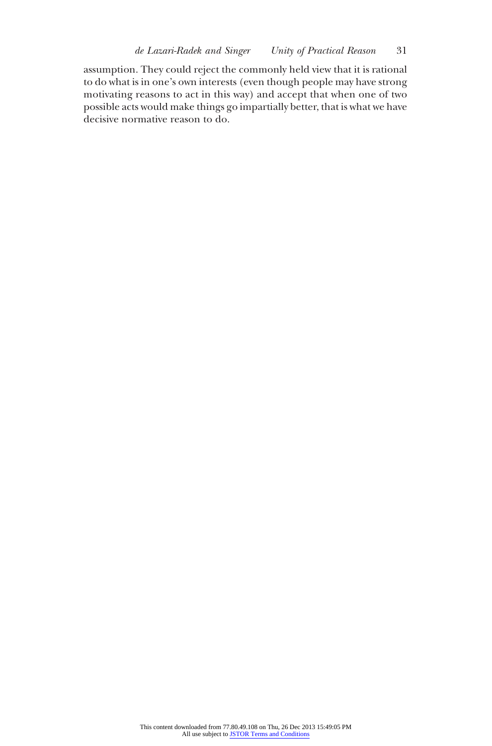assumption. They could reject the commonly held view that it is rational to do what is in one's own interests (even though people may have strong motivating reasons to act in this way) and accept that when one of two possible acts would make things go impartially better, that is what we have decisive normative reason to do.